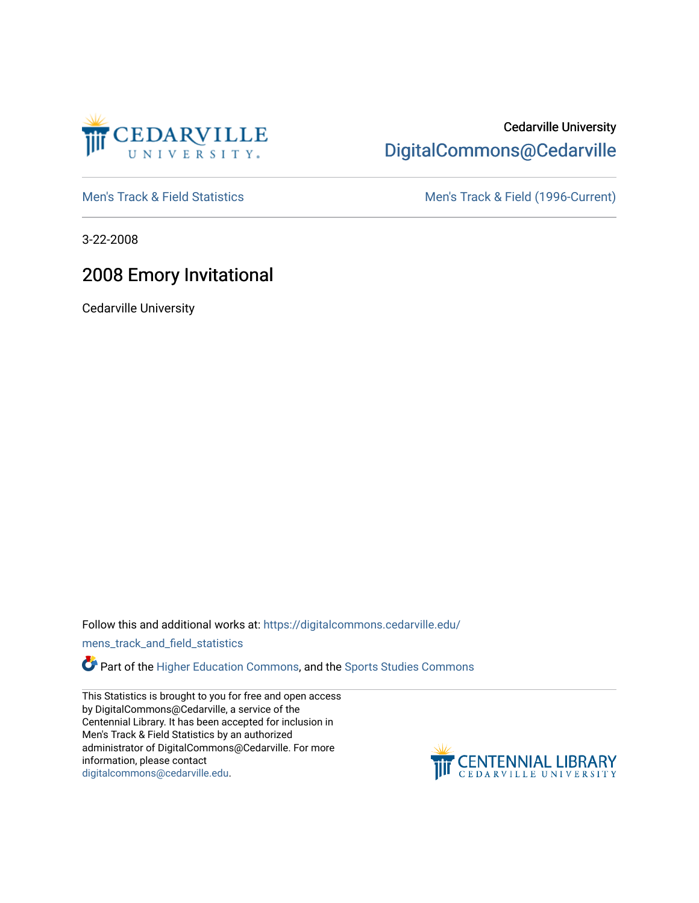Cedarville University
DigitalCommons@Cedarville

Men's Track & Field Statistics | Men's Track & Field (1996-Current)

3-22-2008

# 2008 Emory Invitational

Cedarville University

Follow this and additional works at: https://digitalcommons.cedarville.edu/mens_track_and_field_statistics

Part of the Higher Education Commons, and the Sports Studies Commons

This Statistics is brought to you for free and open access by DigitalCommons@Cedarville, a service of the Centennial Library. It has been accepted for inclusion in Men's Track & Field Statistics by an authorized administrator of DigitalCommons@Cedarville. For more information, please contact digitalcommons@cedarville.edu.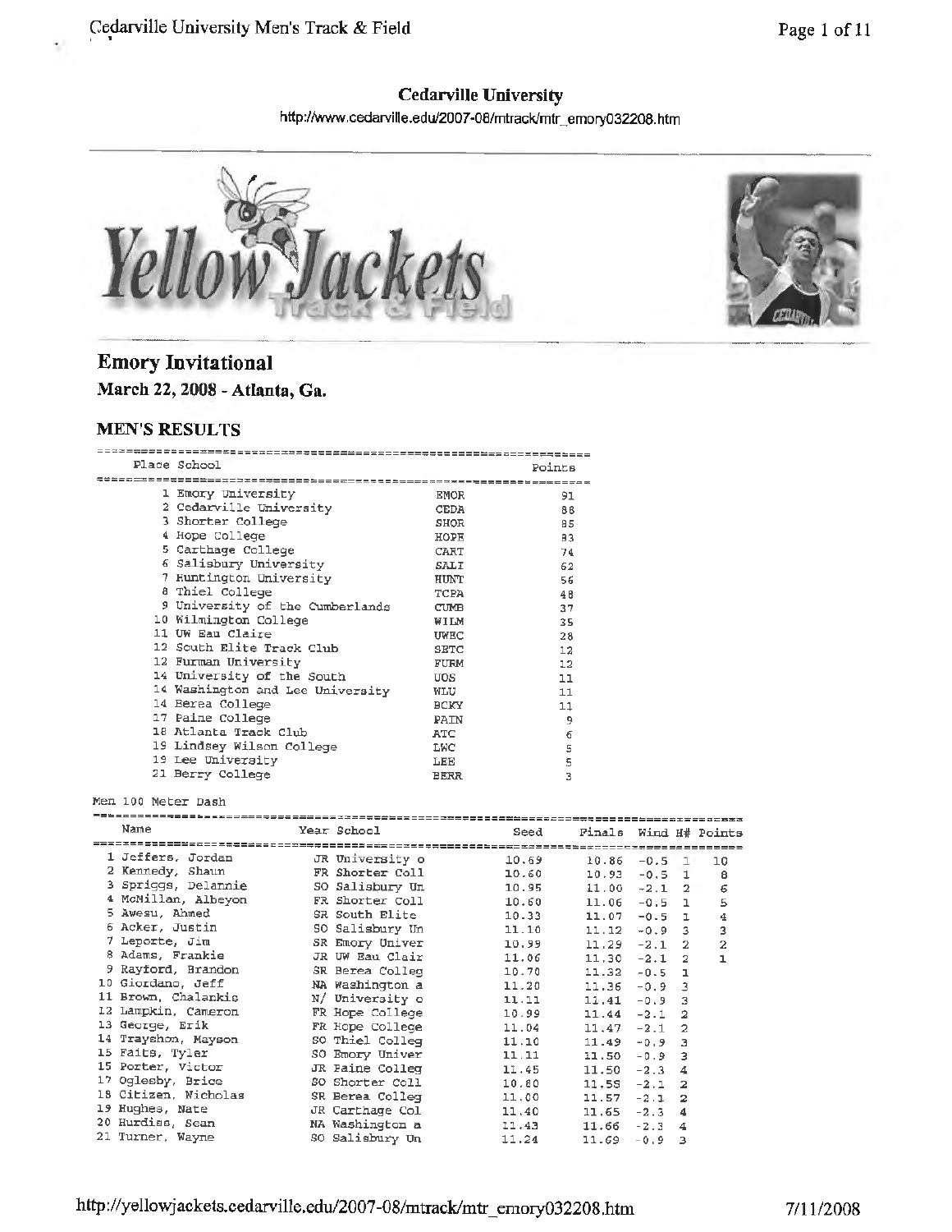## Cedarville University

http://www.cedarville.edu/2007-08/mtrack/mtr_emory032208.htm

# Emory Invitational

**March 22, 2008 - Atlanta, Ga.**

## MEN'S RESULTS

| Place | School | | Points |
|---|---|---|---|
| 1 | Emory University | EMOR | 91 |
| 2 | Cedarville University | CEDA | 88 |
| 3 | Shorter College | SHOR | 85 |
| 4 | Hope College | HOPE | 83 |
| 5 | Carthage College | CART | 74 |
| 6 | Salisbury University | SALI | 62 |
| 7 | Huntington University | HUNT | 56 |
| 8 | Thiel College | TCPA | 48 |
| 9 | University of the Cumberlands | CUMB | 37 |
| 10 | Wilmington College | WILM | 35 |
| 11 | UW Eau Claire | UWEC | 28 |
| 12 | South Elite Track Club | SETC | 12 |
| 12 | Furman University | FURM | 12 |
| 14 | University of the South | UOS | 11 |
| 14 | Washington and Lee University | WLU | 11 |
| 14 | Berea College | BCKY | 11 |
| 17 | Paine College | PAIN | 9 |
| 18 | Atlanta Track Club | ATC | 6 |
| 19 | Lindsey Wilson College | LWC | 5 |
| 19 | Lee University | LEE | 5 |
| 21 | Berry College | BERR | 3 |

Men 100 Meter Dash

| | Name | Year | School | Seed | Finals | Wind | H# | Points |
|---|---|---|---|---|---|---|---|---|
| 1 | Jeffers, Jordan | JR | University o | 10.69 | 10.86 | -0.5 | 1 | 10 |
| 2 | Kennedy, Shaun | FR | Shorter Coll | 10.60 | 10.93 | -0.5 | 1 | 8 |
| 3 | Spriggs, Delannie | SO | Salisbury Un | 10.95 | 11.00 | -2.1 | 2 | 6 |
| 4 | McMillan, Albeyon | FR | Shorter Coll | 10.60 | 11.06 | -0.5 | 1 | 5 |
| 5 | Awesu, Ahmed | SR | South Elite | 10.33 | 11.07 | -0.5 | 1 | 4 |
| 6 | Acker, Justin | SO | Salisbury Un | 11.10 | 11.12 | -0.9 | 3 | 3 |
| 7 | Leporte, Jim | SR | Emory Univer | 10.99 | 11.29 | -2.1 | 2 | 2 |
| 8 | Adams, Frankie | JR | UW Eau Clair | 11.06 | 11.30 | -2.1 | 2 | 1 |
| 9 | Rayford, Brandon | SR | Berea Colleg | 10.70 | 11.32 | -0.5 | 1 | |
| 10 | Giordano, Jeff | NA | Washington a | 11.20 | 11.36 | -0.9 | 3 | |
| 11 | Brown, Chalankis | N/ | University o | 11.11 | 11.41 | -0.9 | 3 | |
| 12 | Lampkin, Cameron | FR | Hope College | 10.99 | 11.44 | -2.1 | 2 | |
| 13 | George, Erik | FR | Hope College | 11.04 | 11.47 | -2.1 | 2 | |
| 14 | Trayshon, Mayson | SO | Thiel Colleg | 11.10 | 11.49 | -0.9 | 3 | |
| 15 | Faits, Tyler | SO | Emory Univer | 11.11 | 11.50 | -0.9 | 3 | |
| 15 | Porter, Victor | JR | Paine Colleg | 11.45 | 11.50 | -2.3 | 4 | |
| 17 | Oglesby, Brice | SO | Shorter Coll | 10.80 | 11.55 | -2.1 | 2 | |
| 18 | Citizen, Nicholas | SR | Berea Colleg | 11.00 | 11.57 | -2.1 | 2 | |
| 19 | Hughes, Nate | JR | Carthage Col | 11.40 | 11.65 | -2.3 | 4 | |
| 20 | Hurdiss, Sean | NA | Washington a | 11.43 | 11.66 | -2.3 | 4 | |
| 21 | Turner, Wayne | SO | Salisbury Un | 11.24 | 11.69 | -0.9 | 3 | |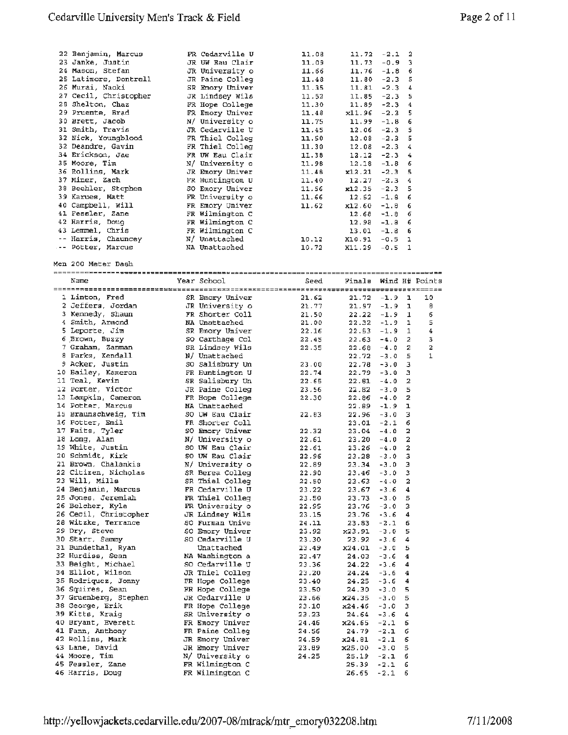| | Name | Year | School | Seed | Finals | Wind | H# | Points |
|---|---|---|---|---|---|---|---|---|
| 22 | Benjamin, Marcus | FR | Cedarville U | 11.08 | 11.72 | -2.1 | 2 | |
| 23 | Janke, Justin | JR | UW Eau Clair | 11.09 | 11.73 | -0.9 | 3 | |
| 24 | Mason, Stefan | JR | University o | 11.66 | 11.76 | -1.8 | 6 | |
| 25 | Latimore, Dontrell | JR | Paine Colleg | 11.48 | 11.80 | -2.3 | 5 | |
| 26 | Murai, Naoki | SR | Emory Univer | 11.35 | 11.81 | -2.3 | 4 | |
| 27 | Cecil, Christopher | JR | Lindsey Wils | 11.52 | 11.85 | -2.3 | 5 | |
| 28 | Shelton, Chaz | FR | Hope College | 11.30 | 11.89 | -2.3 | 4 | |
| 29 | Pruente, Brad | FR | Emory Univer | 11.48 | x11.96 | -2.3 | 5 | |
| 30 | Brett, Jacob | N/ | University o | 11.75 | 11.99 | -1.8 | 6 | |
| 31 | Smith, Travis | JR | Cedarville U | 11.45 | 12.06 | -2.3 | 5 | |
| 32 | Nick, Youngblood | FR | Thiel Colleg | 11.50 | 12.08 | -2.3 | 5 | |
| 32 | Deandre, Gavin | FR | Thiel Colleg | 11.30 | 12.08 | -2.3 | 4 | |
| 34 | Erickson, Jae | FR | UW Eau Clair | 11.38 | 12.12 | -2.3 | 4 | |
| 35 | Moore, Tim | N/ | University o | 11.98 | 12.18 | -1.8 | 6 | |
| 36 | Rollins, Mark | JR | Emory Univer | 11.48 | x12.21 | -2.3 | 5 | |
| 37 | Miner, Zach | FR | Huntington U | 11.40 | 12.27 | -2.3 | 4 | |
| 38 | Beehler, Stephen | SO | Emory Univer | 11.56 | x12.35 | -2.3 | 5 | |
| 39 | Karues, Matt | FR | University o | 11.66 | 12.52 | -1.8 | 6 | |
| 40 | Campbell, Will | FR | Emory Univer | 11.62 | x12.60 | -1.8 | 6 | |
| 41 | Fessler, Zane | FR | Wilmington C | | 12.68 | -1.8 | 6 | |
| 42 | Harris, Doug | FR | Wilmington C | | 12.98 | -1.8 | 6 | |
| 43 | Lemmel, Chris | FR | Wilmington C | | 13.01 | -1.8 | 6 | |
| -- | Harris, Chauncey | N/ | Unattached | 10.12 | X10.91 | -0.5 | 1 | |
| -- | Potter, Marcus | NA | Unattached | 10.72 | X11.29 | -0.5 | 1 | |

Men 200 Meter Dash

| | Name | Year | School | Seed | Finals | Wind | H# | Points |
|---|---|---|---|---|---|---|---|---|
| 1 | Linton, Fred | SR | Emory Univer | 21.62 | 21.72 | -1.9 | 1 | 10 |
| 2 | Jeffers, Jordan | JR | University o | 21.77 | 21.97 | -1.9 | 1 | 8 |
| 3 | Kennedy, Shaun | FR | Shorter Coll | 21.50 | 22.22 | -1.9 | 1 | 6 |
| 4 | Smith, Armond | NA | Unattached | 21.00 | 22.32 | -1.9 | 1 | 5 |
| 5 | Leporte, Jim | SR | Emory Univer | 22.16 | 22.53 | -1.9 | 1 | 4 |
| 6 | Brown, Buzzy | SO | Carthage Col | 22.45 | 22.63 | -4.0 | 2 | 3 |
| 7 | Graham, Zanman | SR | Lindsey Wils | 22.35 | 22.68 | -4.0 | 2 | 2 |
| 8 | Parks, Kendall | N/ | Unattached | | 22.72 | -3.0 | 5 | 1 |
| 9 | Acker, Justin | SO | Salisbury Un | 23.00 | 22.78 | -3.0 | 3 | |
| 10 | Bailey, Kameron | FR | Huntington U | 22.74 | 22.79 | -3.0 | 3 | |
| 11 | Teal, Kevin | SR | Salisbury Un | 22.65 | 22.81 | -4.0 | 2 | |
| 12 | Porter, Victor | JR | Paine Colleg | 23.56 | 22.82 | -3.0 | 5 | |
| 13 | Lampkin, Cameron | FR | Hope College | 22.30 | 22.86 | -4.0 | 2 | |
| 14 | Potter, Marcus | NA | Unattached | | 22.89 | -1.9 | 1 | |
| 15 | Braunschweig, Tim | SO | UW Eau Clair | 22.83 | 22.96 | -3.0 | 3 | |
| 16 | Potter, Emil | FR | Shorter Coll | | 23.01 | -2.1 | 6 | |
| 17 | Faits, Tyler | SO | Emory Univer | 22.32 | 23.04 | -4.0 | 2 | |
| 18 | Long, Alan | N/ | University o | 22.61 | 23.20 | -4.0 | 2 | |
| 19 | White, Justin | SO | UW Eau Clair | 22.61 | 23.26 | -4.0 | 2 | |
| 20 | Schmidt, Kirk | SO | UW Eau Clair | 22.96 | 23.28 | -3.0 | 3 | |
| 21 | Brown, Chalankis | N/ | University o | 22.89 | 23.34 | -3.0 | 3 | |
| 22 | Citizen, Nicholas | SR | Berea Colleg | 22.90 | 23.46 | -3.0 | 3 | |
| 23 | Will, Mills | SR | Thiel Colleg | 22.50 | 23.63 | -4.0 | 2 | |
| 24 | Benjamin, Marcus | FR | Cedarville U | 23.22 | 23.67 | -3.6 | 4 | |
| 25 | Jones, Jeremiah | FR | Thiel Colleg | 23.50 | 23.73 | -3.0 | 5 | |
| 26 | Belcher, Kyle | FR | University o | 22.95 | 23.76 | -3.0 | 3 | |
| 26 | Cecil, Christopher | JR | Lindsey Wils | 23.15 | 23.76 | -3.6 | 4 | |
| 28 | Witzke, Terrance | SO | Furman Unive | 24.11 | 23.83 | -2.1 | 6 | |
| 29 | Dry, Steve | SO | Emory Univer | 23.92 | x23.91 | -3.0 | 5 | |
| 30 | Starr, Sammy | SO | Cedarville U | 23.30 | 23.92 | -3.6 | 4 | |
| 31 | Bundethal, Ryan | | Unattached | 23.49 | x24.01 | -3.0 | 5 | |
| 32 | Hurdiss, Sean | NA | Washington a | 23.47 | 24.03 | -3.6 | 4 | |
| 33 | Beight, Michael | SO | Cedarville U | 23.36 | 24.22 | -3.6 | 4 | |
| 34 | Elliot, Wilson | JR | Thiel Colleg | 23.20 | 24.24 | -3.6 | 4 | |
| 35 | Rodriquez, Jonny | FR | Hope College | 23.40 | 24.25 | -3.6 | 4 | |
| 36 | Squires, Sean | FR | Hope College | 23.50 | 24.30 | -3.0 | 5 | |
| 37 | Gruenberg, Stephen | JR | Cedarville U | 23.66 | x24.35 | -3.0 | 5 | |
| 38 | George, Erik | FR | Hope College | 23.10 | x24.46 | -3.0 | 3 | |
| 39 | Kitts, Kraig | SR | University o | 23.23 | 24.64 | -3.6 | 4 | |
| 40 | Bryant, Everett | FR | Emory Univer | 24.46 | x24.65 | -2.1 | 6 | |
| 41 | Fann, Anthony | FR | Paine Colleg | 24.56 | 24.79 | -2.1 | 6 | |
| 42 | Rollins, Mark | JR | Emory Univer | 24.59 | x24.81 | -2.1 | 6 | |
| 43 | Lane, David | JR | Emory Univer | 23.89 | x25.00 | -3.0 | 5 | |
| 44 | Moore, Tim | N/ | University o | 24.25 | 25.19 | -2.1 | 6 | |
| 45 | Fessler, Zane | FR | Wilmington C | | 25.39 | -2.1 | 6 | |
| 46 | Harris, Doug | FR | Wilmington C | | 26.65 | -2.1 | 6 | |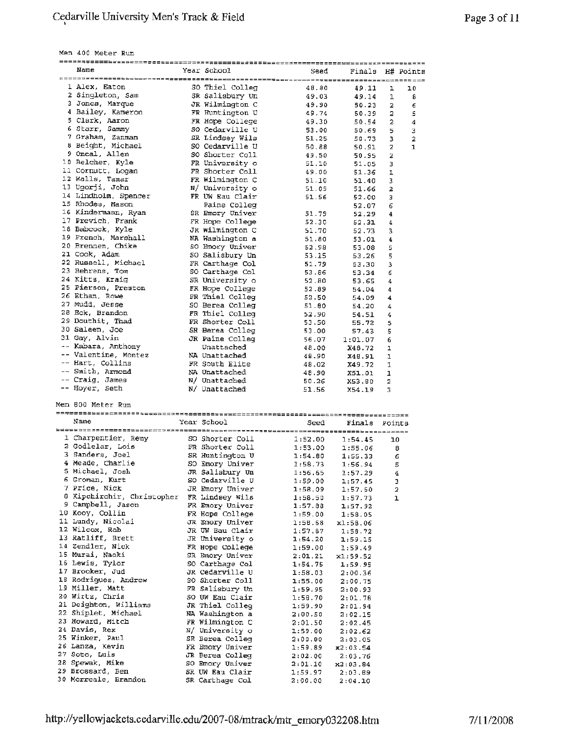## Men 400 Meter Run

| | Name | Year | School | Seed | Finals | H# | Points |
|---|---|---|---|---|---|---|---|
| 1 | Alex, Eaton | SO | Thiel Colleg | 48.80 | 49.11 | 1 | 10 |
| 2 | Singleton, Sam | SR | Salisbury Un | 49.03 | 49.14 | 1 | 8 |
| 3 | Jones, Marque | JR | Wilmington C | 49.90 | 50.23 | 2 | 6 |
| 4 | Bailey, Kameron | FR | Huntington U | 49.74 | 50.39 | 2 | 5 |
| 5 | Clark, Aaron | FR | Hope College | 49.30 | 50.54 | 2 | 4 |
| 6 | Starr, Sammy | SO | Cedarville U | 53.00 | 50.69 | 5 | 3 |
| 7 | Graham, Zanman | SR | Lindsey Wils | 51.25 | 50.73 | 3 | 2 |
| 8 | Beight, Michael | SO | Cedarville U | 50.88 | 50.91 | 2 | 1 |
| 9 | Oneal, Allen | SO | Shorter Coll | 49.50 | 50.95 | 2 | |
| 10 | Belcher, Kyle | FR | University o | 51.10 | 51.05 | 3 | |
| 11 | Cornutt, Logan | FR | Shorter Coll | 49.00 | 51.36 | 1 | |
| 12 | Walls, Tamar | FR | Wilmington C | 51.10 | 51.40 | 3 | |
| 13 | Ugorji, John | N/ | University o | 51.09 | 51.66 | 2 | |
| 14 | Lindholm, Spencer | FR | UW Eau Clair | 51.56 | 52.00 | 3 | |
| 15 | Rhodes, Mason | | Paine Colleg | | 52.07 | 6 | |
| 16 | Kindermann, Ryan | SR | Emory Univer | 51.79 | 52.29 | 4 | |
| 17 | Previch, Frank | FR | Hope College | 52.30 | 52.31 | 4 | |
| 18 | Babcock, Kyle | JR | Wilmington C | 51.70 | 52.73 | 3 | |
| 19 | French, Marshall | NA | Washington a | 51.80 | 53.01 | 4 | |
| 20 | Brennen, Chike | SO | Emory Univer | 52.98 | 53.08 | 5 | |
| 21 | Cook, Adam | SO | Salisbury Un | 53.15 | 53.26 | 5 | |
| 22 | Russell, Michael | FR | Carthage Col | 51.79 | 53.30 | 3 | |
| 23 | Behrens, Tom | SO | Carthage Col | 53.86 | 53.34 | 6 | |
| 24 | Kitts, Kraig | SR | University o | 52.80 | 53.65 | 4 | |
| 25 | Pierson, Preston | FR | Hope College | 52.89 | 54.04 | 4 | |
| 26 | Ethan, Rowe | FR | Thiel Colleg | 53.50 | 54.09 | 4 | |
| 27 | Mudd, Jesse | SO | Berea Colleg | 51.80 | 54.20 | 4 | |
| 28 | Eck, Brandon | FR | Thiel Colleg | 52.90 | 54.51 | 4 | |
| 29 | Douthit, Thad | FR | Shorter Coll | 53.50 | 55.72 | 5 | |
| 30 | Saleem, Joe | SR | Berea Colleg | 53.00 | 57.43 | 5 | |
| 31 | Gay, Alvin | JR | Paine Colleg | 56.07 | 1:01.07 | 6 | |
| -- | Kabara, Anthony | | Unattached | 48.00 | X48.72 | 1 | |
| -- | Valentine, Montez | NA | Unattached | 48.90 | X48.91 | 1 | |
| -- | Hart, Collins | FR | South Elite | 48.02 | X49.72 | 1 | |
| -- | Smith, Armond | NA | Unattached | 48.90 | X51.01 | 1 | |
| -- | Craig, James | N/ | Unattached | 50.26 | X53.80 | 2 | |
| -- | Hoyer, Seth | N/ | Unattached | 51.56 | X54.19 | 3 | |

## Men 800 Meter Run

| | Name | Year | School | Seed | Finals | Points |
|---|---|---|---|---|---|---|
| 1 | Charpentier, Remy | SO | Shorter Coll | 1:52.00 | 1:54.45 | 10 |
| 2 | Godlelar, Lois | FR | Shorter Coll | 1:53.00 | 1:55.06 | 8 |
| 3 | Sanders, Joel | SR | Huntington U | 1:54.80 | 1:55.33 | 6 |
| 4 | Meade, Charlie | SO | Emory Univer | 1:58.73 | 1:56.94 | 5 |
| 5 | Michael, Josh | JR | Salisbury Un | 1:56.65 | 1:57.29 | 4 |
| 6 | Groman, Kurt | SO | Cedarville U | 1:59.00 | 1:57.45 | 3 |
| 7 | Price, Nick | JR | Emory Univer | 1:58.09 | 1:57.50 | 2 |
| 8 | Kipchirchir, Christopher | FR | Lindsey Wils | 1:58.50 | 1:57.73 | 1 |
| 9 | Campbell, Jason | FR | Emory Univer | 1:57.88 | 1:57.92 | |
| 10 | Kooy, Collin | FR | Hope College | 1:59.00 | 1:58.05 | |
| 11 | Lundy, Nicolai | JR | Emory Univer | 1:58.68 | x1:58.06 | |
| 12 | Wilcox, Rob | JR | UW Eau Clair | 1:57.87 | 1:58.72 | |
| 13 | Ratliff, Brett | JR | University o | 1:54.20 | 1:59.15 | |
| 14 | Zendler, Nick | FR | Hope College | 1:59.00 | 1:59.49 | |
| 15 | Murai, Naoki | SR | Emory Univer | 2:01.21 | x1:59.52 | |
| 16 | Lewis, Tylor | SO | Carthage Col | 1:54.75 | 1:59.95 | |
| 17 | Brooker, Jud | JR | Cedarville U | 1:58.03 | 2:00.36 | |
| 18 | Rodriguez, Andrew | SO | Shorter Coll | 1:55.00 | 2:00.75 | |
| 19 | Miller, Matt | FR | Salisbury Un | 1:59.95 | 2:00.93 | |
| 20 | Wirtz, Chris | SO | UW Eau Clair | 1:58.70 | 2:01.78 | |
| 21 | Deighton, Williams | JR | Thiel Colleg | 1:59.90 | 2:01.94 | |
| 22 | Shiplet, Michael | NA | Washington a | 2:00.50 | 2:02.15 | |
| 23 | Howard, Mitch | FR | Wilmington C | 2:01.50 | 2:02.45 | |
| 24 | Davis, Rex | N/ | University o | 1:59.00 | 2:02.62 | |
| 25 | Winker, Paul | SR | Berea Colleg | 2:00.00 | 2:03.05 | |
| 26 | Lanza, Kevin | FR | Emory Univer | 1:59.89 | x2:03.54 | |
| 27 | Soto, Luis | JR | Berea Colleg | 2:02.00 | 2:03.76 | |
| 28 | Spewak, Mike | SO | Emory Univer | 2:01.10 | x2:03.84 | |
| 29 | Brossard, Ben | SR | UW Eau Clair | 1:59.97 | 2:03.89 | |
| 30 | Morreale, Brandon | SR | Carthage Col | 2:00.00 | 2:04.10 | |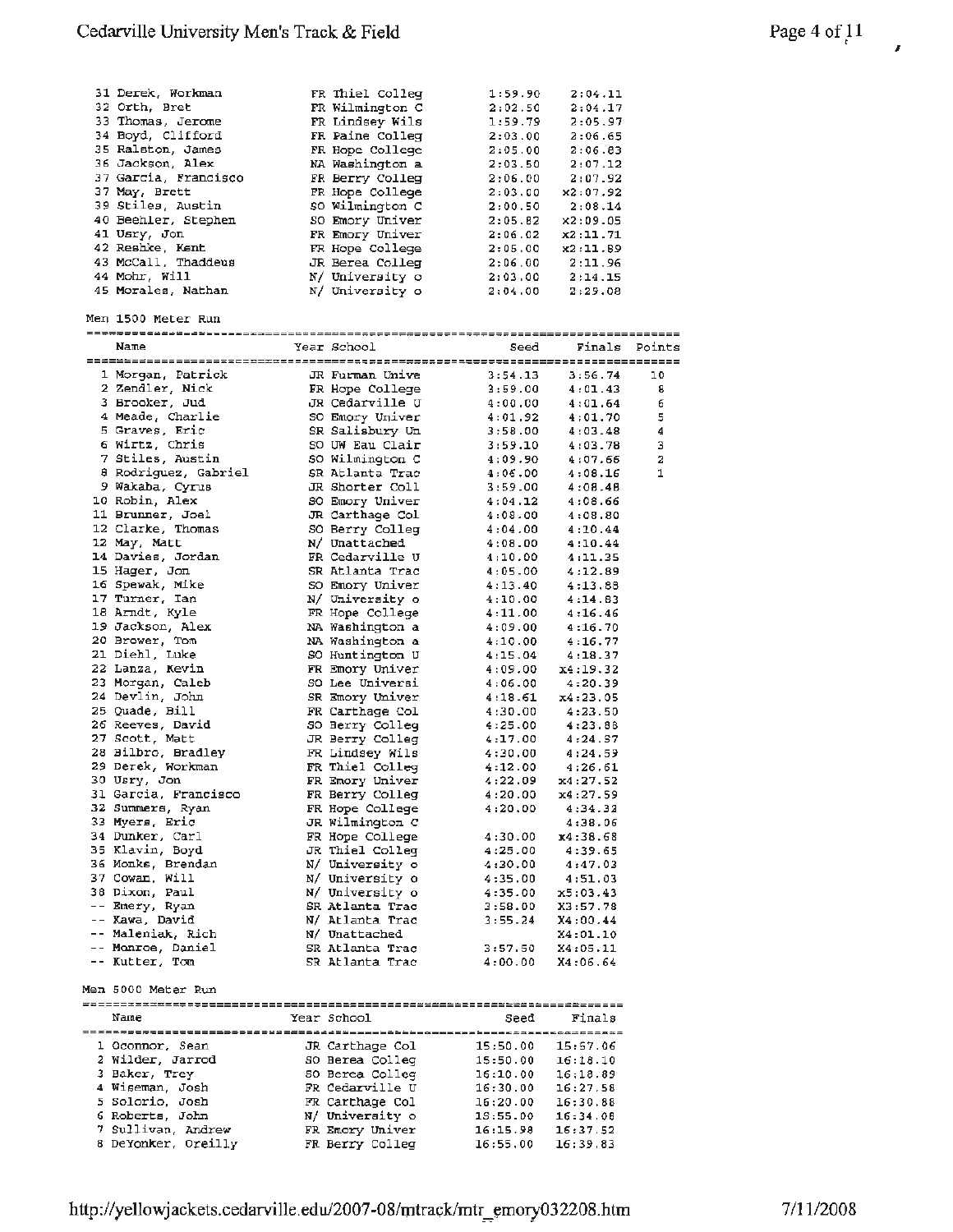| | Name | Year | School | Seed | Finals |
|---|---|---|---|---|---|
| 31 | Derek, Workman | FR | Thiel Colleg | 1:59.90 | 2:04.11 |
| 32 | Orth, Bret | FR | Wilmington C | 2:02.50 | 2:04.17 |
| 33 | Thomas, Jerome | FR | Lindsey Wils | 1:59.79 | 2:05.97 |
| 34 | Boyd, Clifford | FR | Paine Colleg | 2:03.00 | 2:06.65 |
| 35 | Ralston, James | FR | Hope College | 2:05.00 | 2:06.83 |
| 36 | Jackson, Alex | NA | Washington a | 2:03.50 | 2:07.12 |
| 37 | Garcia, Francisco | FR | Berry Colleg | 2:06.00 | 2:07.92 |
| 37 | May, Brett | FR | Hope College | 2:03.00 | x2:07.92 |
| 39 | Stiles, Austin | SO | Wilmington C | 2:00.50 | 2:08.14 |
| 40 | Beehler, Stephen | SO | Emory Univer | 2:05.82 | x2:09.05 |
| 41 | Usry, Jon | FR | Emory Univer | 2:06.02 | x2:11.71 |
| 42 | Reshke, Kent | FR | Hope College | 2:05.00 | x2:11.89 |
| 43 | McCall, Thaddeus | JR | Berea Colleg | 2:06.00 | 2:11.96 |
| 44 | Mohr, Will | N/ | University o | 2:03.00 | 2:14.15 |
| 45 | Morales, Nathan | N/ | University o | 2:04.00 | 2:29.08 |

Men 1500 Meter Run

| | Name | Year | School | Seed | Finals | Points |
|---|---|---|---|---|---|---|
| 1 | Morgan, Patrick | JR | Furman Unive | 3:54.13 | 3:56.74 | 10 |
| 2 | Zendler, Nick | FR | Hope College | 3:59.00 | 4:01.43 | 8 |
| 3 | Brooker, Jud | JR | Cedarville U | 4:00.00 | 4:01.64 | 6 |
| 4 | Meade, Charlie | SO | Emory Univer | 4:01.92 | 4:01.70 | 5 |
| 5 | Graves, Eric | SR | Salisbury Un | 3:58.00 | 4:03.48 | 4 |
| 6 | Wirtz, Chris | SO | UW Eau Clair | 3:59.10 | 4:03.78 | 3 |
| 7 | Stiles, Austin | SO | Wilmington C | 4:09.90 | 4:07.66 | 2 |
| 8 | Rodriguez, Gabriel | SR | Atlanta Trac | 4:06.00 | 4:08.16 | 1 |
| 9 | Wakaba, Cyrus | JR | Shorter Coll | 3:59.00 | 4:08.48 | |
| 10 | Robin, Alex | SO | Emory Univer | 4:04.12 | 4:08.66 | |
| 11 | Brunner, Joel | JR | Carthage Col | 4:08.00 | 4:08.80 | |
| 12 | Clarke, Thomas | SO | Berry Colleg | 4:04.00 | 4:10.44 | |
| 12 | May, Matt | N/ | Unattached | 4:08.00 | 4:10.44 | |
| 14 | Davies, Jordan | FR | Cedarville U | 4:10.00 | 4:11.35 | |
| 15 | Hager, Jon | SR | Atlanta Trac | 4:05.00 | 4:12.89 | |
| 16 | Spewak, Mike | SO | Emory Univer | 4:13.40 | 4:13.88 | |
| 17 | Turner, Ian | N/ | University o | 4:10.00 | 4:14.83 | |
| 18 | Arndt, Kyle | FR | Hope College | 4:11.00 | 4:16.46 | |
| 19 | Jackson, Alex | NA | Washington a | 4:09.00 | 4:16.70 | |
| 20 | Brower, Tom | NA | Washington a | 4:10.00 | 4:16.77 | |
| 21 | Diehl, Luke | SO | Huntington U | 4:15.04 | 4:18.37 | |
| 22 | Lanza, Kevin | FR | Emory Univer | 4:09.00 | x4:19.32 | |
| 23 | Morgan, Caleb | SO | Lee Universi | 4:06.00 | 4:20.39 | |
| 24 | Devlin, John | SR | Emory Univer | 4:18.61 | x4:23.05 | |
| 25 | Quade, Bill | FR | Carthage Col | 4:30.00 | 4:23.50 | |
| 26 | Reeves, David | SO | Berry Colleg | 4:25.00 | 4:23.88 | |
| 27 | Scott, Matt | JR | Berry Colleg | 4:17.00 | 4:24.57 | |
| 28 | Bilbro, Bradley | FR | Lindsey Wils | 4:30.00 | 4:24.59 | |
| 29 | Derek, Workman | FR | Thiel Colleg | 4:12.00 | 4:26.61 | |
| 30 | Usry, Jon | FR | Emory Univer | 4:22.09 | x4:27.52 | |
| 31 | Garcia, Francisco | FR | Berry Colleg | 4:20.00 | x4:27.59 | |
| 32 | Summers, Ryan | FR | Hope College | 4:20.00 | 4:34.32 | |
| 33 | Myers, Eric | JR | Wilmington C | | 4:38.06 | |
| 34 | Dunker, Carl | FR | Hope College | 4:30.00 | x4:38.68 | |
| 35 | Klavin, Boyd | JR | Thiel Colleg | 4:25.00 | 4:39.65 | |
| 36 | Monks, Brendan | N/ | University o | 4:30.00 | 4:47.03 | |
| 37 | Cowan, Will | N/ | University o | 4:35.00 | 4:51.03 | |
| 38 | Dixon, Paul | N/ | University o | 4:35.00 | x5:03.43 | |
| -- | Emery, Ryan | SR | Atlanta Trac | 3:58.00 | X3:57.78 | |
| -- | Kawa, David | N/ | Atlanta Trac | 3:55.24 | X4:00.44 | |
| -- | Maleniak, Rich | N/ | Unattached | | X4:01.10 | |
| -- | Monroe, Daniel | SR | Atlanta Trac | 3:57.50 | X4:05.11 | |
| -- | Kutter, Tom | SR | Atlanta Trac | 4:00.00 | X4:06.64 | |

Men 5000 Meter Run

| | Name | Year | School | Seed | Finals |
|---|---|---|---|---|---|
| 1 | Oconnor, Sean | JR | Carthage Col | 15:50.00 | 15:57.06 |
| 2 | Wilder, Jarrod | SO | Berea Colleg | 15:50.00 | 16:18.10 |
| 3 | Baker, Trey | SO | Berea Colleg | 16:10.00 | 16:18.89 |
| 4 | Wiseman, Josh | FR | Cedarville U | 16:30.00 | 16:27.58 |
| 5 | Solorio, Josh | FR | Carthage Col | 16:20.00 | 16:30.88 |
| 6 | Roberts, John | N/ | University o | 15:55.00 | 16:34.08 |
| 7 | Sullivan, Andrew | FR | Emory Univer | 16:15.98 | 16:37.52 |
| 8 | DeYonker, Oreilly | FR | Berry Colleg | 16:55.00 | 16:39.83 |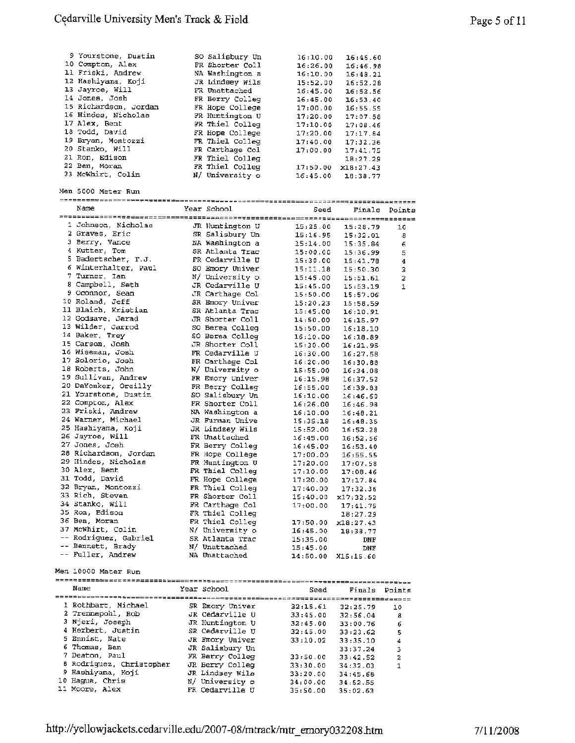| | Name | Year | School | Seed | Finals |
|---|---|---|---|---|---|
| 9 | Yourstone, Dustin | SO | Salisbury Un | 16:10.00 | 16:46.60 |
| 10 | Compton, Alex | FR | Shorter Coll | 16:26.00 | 16:46.98 |
| 11 | Friski, Andrew | NA | Washington a | 16:10.00 | 16:48.21 |
| 12 | Hashiyama, Koji | JR | Lindsey Wils | 15:52.00 | 16:52.28 |
| 13 | Jayroe, Will | FR | Unattached | 16:45.00 | 16:52.56 |
| 14 | Jones, Josh | FR | Berry Colleg | 16:45.00 | 16:53.40 |
| 15 | Richardson, Jordan | FR | Hope College | 17:00.00 | 16:55.55 |
| 16 | Hindes, Nicholas | FR | Huntington U | 17:20.00 | 17:07.58 |
| 17 | Alex, Bent | FR | Thiel Colleg | 17:10.00 | 17:08.46 |
| 18 | Todd, David | FR | Hope College | 17:20.00 | 17:17.84 |
| 19 | Bryan, Montozzi | FR | Thiel Colleg | 17:40.00 | 17:32.36 |
| 20 | Stanko, Will | FR | Carthage Col | 17:00.00 | 17:41.75 |
| 21 | Ron, Edison | FR | Thiel Colleg | | 18:27.29 |
| 22 | Ben, Moran | FR | Thiel Colleg | 17:50.00 | x18:27.43 |
| 23 | McWhirt, Colin | N/ | University o | 16:45.00 | 18:38.77 |

Men 5000 Meter Run

| | Name | Year | School | Seed | Finals | Points |
|---|---|---|---|---|---|---|
| 1 | Johnson, Nicholas | JR | Huntington U | 15:25.00 | 15:28.79 | 10 |
| 2 | Graves, Eric | SR | Salisbury Un | 15:16.95 | 15:32.01 | 8 |
| 3 | Berry, Vance | NA | Washington a | 15:14.00 | 15:35.84 | 6 |
| 4 | Kutter, Tom | SR | Atlanta Trac | 15:00.00 | 15:36.99 | 5 |
| 5 | Badertscher, T.J. | FR | Cedarville U | 15:30.00 | 15:41.78 | 4 |
| 6 | Winterhalter, Paul | SO | Emory Univer | 15:11.18 | 15:50.30 | 3 |
| 7 | Turner, Ian | N/ | University o | 15:45.00 | 15:51.61 | 2 |
| 8 | Campbell, Seth | JR | Cedarville U | 15:45.00 | 15:53.19 | 1 |
| 9 | Oconnor, Sean | JR | Carthage Col | 15:50.00 | 15:57.06 | |
| 10 | Roland, Jeff | SR | Emory Univer | 15:20.23 | 15:58.59 | |
| 11 | Blaich, Kristian | SR | Atlanta Trac | 15:45.00 | 16:10.91 | |
| 12 | Godsave, Jerad | JR | Shorter Coll | 14:60.00 | 16:15.97 | |
| 13 | Wilder, Jarrod | SO | Berea Colleg | 15:50.00 | 16:18.10 | |
| 14 | Baker, Trey | SO | Berea Colleg | 16:10.00 | 16:18.89 | |
| 15 | Carson, Josh | JR | Shorter Coll | 15:30.00 | 16:21.95 | |
| 16 | Wiseman, Josh | FR | Cedarville U | 16:30.00 | 16:27.58 | |
| 17 | Solorio, Josh | FR | Carthage Col | 16:20.00 | 16:30.88 | |
| 18 | Roberts, John | N/ | University o | 15:55.00 | 16:34.08 | |
| 19 | Sullivan, Andrew | FR | Emory Univer | 16:15.98 | 16:37.52 | |
| 20 | DeYonker, Oreilly | FR | Berry Colleg | 16:55.00 | 16:39.83 | |
| 21 | Yourstone, Dustin | SO | Salisbury Un | 16:10.00 | 16:46.60 | |
| 22 | Compton, Alex | FR | Shorter Coll | 16:26.00 | 16:46.98 | |
| 23 | Friski, Andrew | NA | Washington a | 16:10.00 | 16:48.21 | |
| 24 | Warner, Michael | JR | Furman Unive | 15:35.18 | 16:48.35 | |
| 25 | Hashiyama, Koji | JR | Lindsey Wils | 15:52.00 | 16:52.28 | |
| 26 | Jayroe, Will | FR | Unattached | 16:45.00 | 16:52.56 | |
| 27 | Jones, Josh | FR | Berry Colleg | 16:45.00 | 16:53.40 | |
| 28 | Richardson, Jordan | FR | Hope College | 17:00.00 | 16:55.55 | |
| 29 | Hindes, Nicholas | FR | Huntington U | 17:20.00 | 17:07.58 | |
| 30 | Alex, Bent | FR | Thiel Colleg | 17:10.00 | 17:08.46 | |
| 31 | Todd, David | FR | Hope College | 17:20.00 | 17:17.84 | |
| 32 | Bryan, Montozzi | FR | Thiel Colleg | 17:40.00 | 17:32.36 | |
| 33 | Rich, Steven | FR | Shorter Coll | 15:40.00 | x17:32.52 | |
| 34 | Stanko, Will | FR | Carthage Col | 17:00.00 | 17:41.75 | |
| 35 | Ron, Edison | FR | Thiel Colleg | | 18:27.29 | |
| 36 | Ben, Moran | FR | Thiel Colleg | 17:50.00 | x18:27.43 | |
| 37 | McWhirt, Colin | N/ | University o | 16:45.00 | 18:38.77 | |
| -- | Rodriguez, Gabriel | SR | Atlanta Trac | 15:35.00 | DNF | |
| -- | Bennett, Brady | N/ | Unattached | 15:45.00 | DNF | |
| -- | Fuller, Andrew | NA | Unattached | 14:50.00 | X15:15.60 | |

Men 10000 Meter Run

| | Name | Year | School | Seed | Finals | Points |
|---|---|---|---|---|---|---|
| 1 | Rothbart, Michael | SR | Emory Univer | 32:15.61 | 32:25.79 | 10 |
| 2 | Trennepohl, Rob | JR | Cedarville U | 33:45.00 | 32:56.04 | 8 |
| 3 | Njeri, Joseph | JR | Huntington U | 32:45.00 | 33:00.76 | 6 |
| 4 | Herbert, Justin | SR | Cedarville U | 32:45.00 | 33:23.62 | 5 |
| 5 | Ennist, Nate | JR | Emory Univer | 33:10.02 | 33:35.10 | 4 |
| 6 | Thomas, Ben | JR | Salisbury Un | | 33:37.24 | 3 |
| 7 | Deaton, Paul | FR | Berry Colleg | 33:50.00 | 33:42.52 | 2 |
| 8 | Rodriguez, Christopher | JR | Berry Colleg | 33:30.00 | 34:32.03 | 1 |
| 9 | Hashiyama, Koji | JR | Lindsey Wils | 33:20.00 | 34:45.68 | |
| 10 | Hague, Chris | N/ | University o | 34:00.00 | 34:52.55 | |
| 11 | Moore, Alex | FR | Cedarville U | 35:50.00 | 35:02.63 | |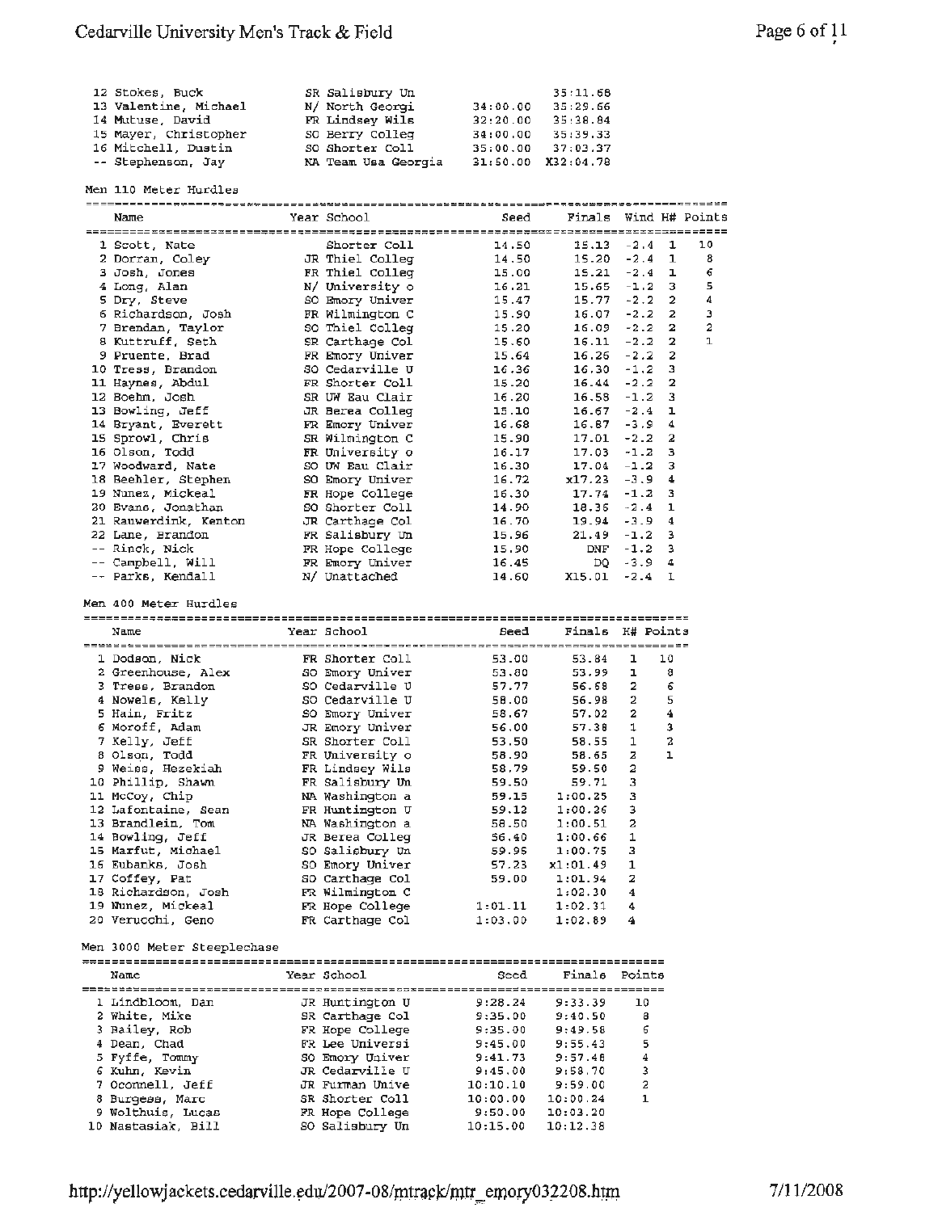| | Name | Year | School | Seed | Finals |
|---|---|---|---|---|---|
| 12 | Stokes, Buck | SR | Salisbury Un | | 35:11.68 |
| 13 | Valentine, Michael | N/ | North Georgi | 34:00.00 | 35:29.66 |
| 14 | Mutuse, David | FR | Lindsey Wils | 32:20.00 | 35:38.84 |
| 15 | Mayer, Christopher | SO | Berry Colleg | 34:00.00 | 35:39.33 |
| 16 | Mitchell, Dustin | SO | Shorter Coll | 35:00.00 | 37:03.37 |
| -- | Stephenson, Jay | NA | Team Usa Georgia | 31:50.00 | X32:04.78 |

Men 110 Meter Hurdles

| | Name | Year | School | Seed | Finals | Wind | H# | Points |
|---|---|---|---|---|---|---|---|---|
| 1 | Scott, Nate | | Shorter Coll | 14.50 | 15.13 | -2.4 | 1 | 10 |
| 2 | Dorran, Coley | JR | Thiel Colleg | 14.50 | 15.20 | -2.4 | 1 | 8 |
| 3 | Josh, Jones | FR | Thiel Colleg | 15.00 | 15.21 | -2.4 | 1 | 6 |
| 4 | Long, Alan | N/ | University o | 16.21 | 15.65 | -1.2 | 3 | 5 |
| 5 | Dry, Steve | SO | Emory Univer | 15.47 | 15.77 | -2.2 | 2 | 4 |
| 6 | Richardson, Josh | FR | Wilmington C | 15.90 | 16.07 | -2.2 | 2 | 3 |
| 7 | Brendan, Taylor | SO | Thiel Colleg | 15.20 | 16.09 | -2.2 | 2 | 2 |
| 8 | Kuttruff, Seth | SR | Carthage Col | 15.60 | 16.11 | -2.2 | 2 | 1 |
| 9 | Pruente, Brad | FR | Emory Univer | 15.64 | 16.26 | -2.2 | 2 | |
| 10 | Tress, Brandon | SO | Cedarville U | 16.36 | 16.30 | -1.2 | 3 | |
| 11 | Haynes, Abdul | FR | Shorter Coll | 15.20 | 16.44 | -2.2 | 2 | |
| 12 | Boehm, Josh | SR | UW Eau Clair | 16.20 | 16.58 | -1.2 | 3 | |
| 13 | Bowling, Jeff | JR | Berea Colleg | 15.10 | 16.67 | -2.4 | 1 | |
| 14 | Bryant, Everett | FR | Emory Univer | 16.68 | 16.87 | -3.9 | 4 | |
| 15 | Sprowl, Chris | SR | Wilmington C | 15.90 | 17.01 | -2.2 | 2 | |
| 16 | Olson, Todd | FR | University o | 16.17 | 17.03 | -1.2 | 3 | |
| 17 | Woodward, Nate | SO | UW Eau Clair | 16.30 | 17.04 | -1.2 | 3 | |
| 18 | Beehler, Stephen | SO | Emory Univer | 16.72 | x17.23 | -3.9 | 4 | |
| 19 | Nunez, Mickeal | FR | Hope College | 16.30 | 17.74 | -1.2 | 3 | |
| 20 | Evans, Jonathan | SO | Shorter Coll | 14.90 | 18.36 | -2.4 | 1 | |
| 21 | Rauwerdink, Kenton | JR | Carthage Col | 16.70 | 19.94 | -3.9 | 4 | |
| 22 | Lane, Brandon | FR | Salisbury Un | 15.96 | 21.49 | -1.2 | 3 | |
| -- | Rinck, Nick | FR | Hope College | 15.90 | DNF | -1.2 | 3 | |
| -- | Campbell, Will | FR | Emory Univer | 16.45 | DQ | -3.9 | 4 | |
| -- | Parks, Kendall | N/ | Unattached | 14.60 | X15.01 | -2.4 | 1 | |

Men 400 Meter Hurdles

| | Name | Year | School | Seed | Finals | H# | Points |
|---|---|---|---|---|---|---|---|
| 1 | Dodson, Nick | FR | Shorter Coll | 53.00 | 53.84 | 1 | 10 |
| 2 | Greenhouse, Alex | SO | Emory Univer | 53.80 | 53.99 | 1 | 8 |
| 3 | Tress, Brandon | SO | Cedarville U | 57.77 | 56.68 | 2 | 6 |
| 4 | Nowels, Kelly | SO | Cedarville U | 58.00 | 56.98 | 2 | 5 |
| 5 | Hain, Fritz | SO | Emory Univer | 58.67 | 57.02 | 2 | 4 |
| 6 | Moroff, Adam | JR | Emory Univer | 56.00 | 57.38 | 1 | 3 |
| 7 | Kelly, Jeff | SR | Shorter Coll | 53.50 | 58.55 | 1 | 2 |
| 8 | Olson, Todd | FR | University o | 58.90 | 58.65 | 2 | 1 |
| 9 | Weiss, Hezekiah | FR | Lindsey Wils | 58.79 | 59.50 | 2 | |
| 10 | Phillip, Shawn | FR | Salisbury Un | 59.50 | 59.71 | 3 | |
| 11 | McCoy, Chip | NA | Washington a | 59.15 | 1:00.25 | 3 | |
| 12 | Lafontaine, Sean | FR | Huntington U | 59.12 | 1:00.26 | 3 | |
| 13 | Brandlein, Tom | NA | Washington a | 58.50 | 1:00.51 | 2 | |
| 14 | Bowling, Jeff | JR | Berea Colleg | 56.40 | 1:00.66 | 1 | |
| 15 | Marfut, Michael | SO | Salisbury Un | 59.95 | 1:00.75 | 3 | |
| 16 | Eubanks, Josh | SO | Emory Univer | 57.23 | x1:01.49 | 1 | |
| 17 | Coffey, Pat | SO | Carthage Col | 59.00 | 1:01.94 | 2 | |
| 18 | Richardson, Josh | FR | Wilmington C | | 1:02.30 | 4 | |
| 19 | Nunez, Mickeal | FR | Hope College | 1:01.11 | 1:02.31 | 4 | |
| 20 | Verucchi, Geno | FR | Carthage Col | 1:03.00 | 1:02.89 | 4 | |

Men 3000 Meter Steeplechase

| | Name | Year | School | Seed | Finals | Points |
|---|---|---|---|---|---|---|
| 1 | Lindbloom, Dan | JR | Huntington U | 9:28.24 | 9:33.39 | 10 |
| 2 | White, Mike | SR | Carthage Col | 9:35.00 | 9:40.50 | 8 |
| 3 | Bailey, Rob | FR | Hope College | 9:35.00 | 9:49.58 | 6 |
| 4 | Dean, Chad | FR | Lee Universi | 9:45.00 | 9:55.43 | 5 |
| 5 | Fyffe, Tommy | SO | Emory Univer | 9:41.73 | 9:57.48 | 4 |
| 6 | Kuhn, Kevin | JR | Cedarville U | 9:45.00 | 9:58.70 | 3 |
| 7 | Oconnell, Jeff | JR | Furman Unive | 10:10.10 | 9:59.00 | 2 |
| 8 | Burgess, Marc | SR | Shorter Coll | 10:00.00 | 10:00.24 | 1 |
| 9 | Wolthuis, Lucas | FR | Hope College | 9:50.00 | 10:03.20 | |
| 10 | Nastasiak, Bill | SO | Salisbury Un | 10:15.00 | 10:12.38 | |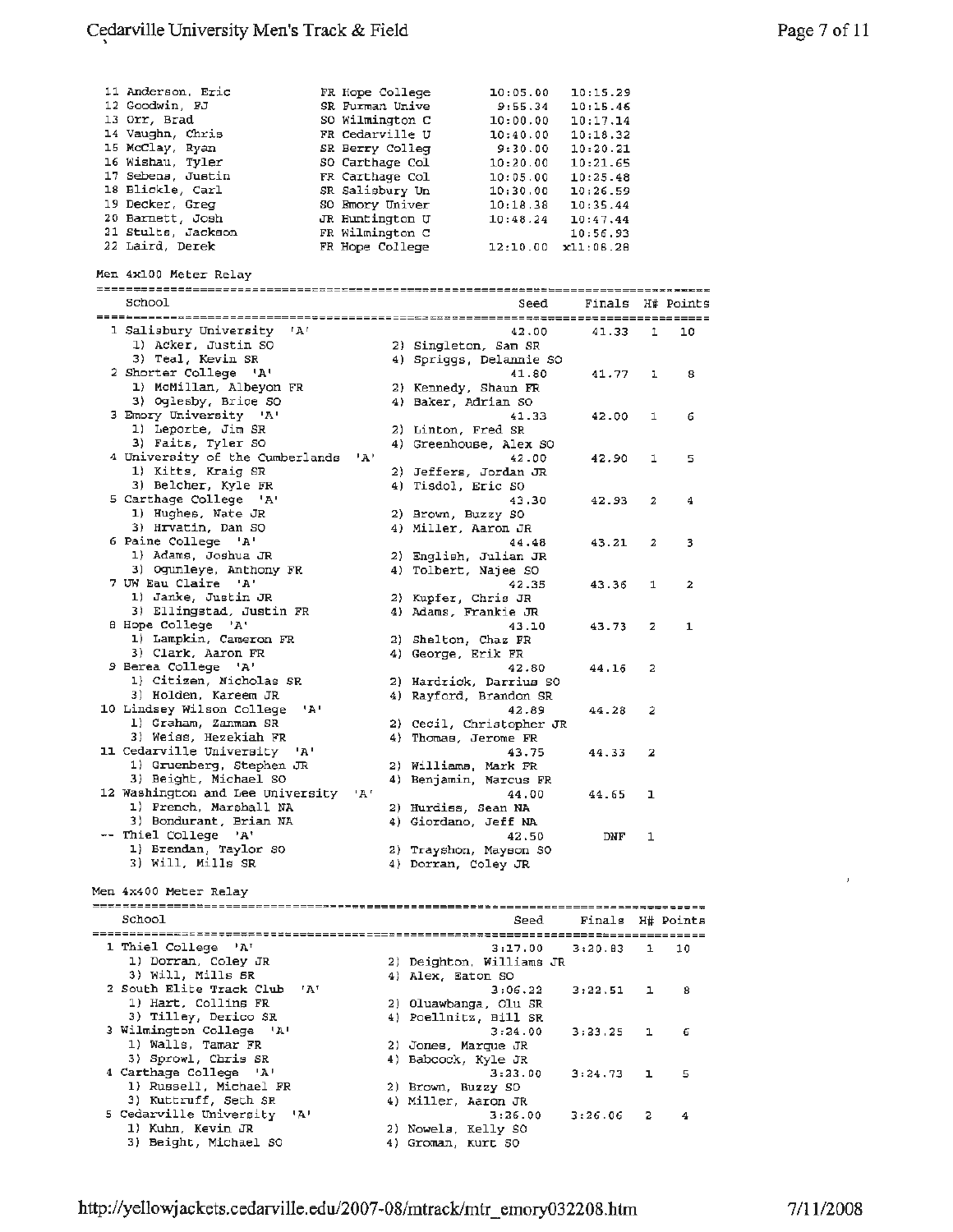| Place | Name | Year | School | Seed | Finals |
|---|---|---|---|---|---|
| 11 | Anderson, Eric | FR | Hope College | 10:05.00 | 10:15.29 |
| 12 | Goodwin, PJ | SR | Furman Unive | 9:55.34 | 10:15.46 |
| 13 | Orr, Brad | SO | Wilmington C | 10:00.00 | 10:17.14 |
| 14 | Vaughn, Chris | FR | Cedarville U | 10:40.00 | 10:18.32 |
| 15 | McClay, Ryan | SR | Berry Colleg | 9:30.00 | 10:20.21 |
| 16 | Wishau, Tyler | SO | Carthage Col | 10:20.00 | 10:21.65 |
| 17 | Sebens, Justin | FR | Carthage Col | 10:05.00 | 10:25.48 |
| 18 | Blickle, Carl | SR | Salisbury Un | 10:30.00 | 10:26.59 |
| 19 | Decker, Greg | SO | Emory Univer | 10:18.38 | 10:35.44 |
| 20 | Barnett, Josh | JR | Huntington U | 10:48.24 | 10:47.44 |
| 21 | Stults, Jackson | FR | Wilmington C | | 10:56.93 |
| 22 | Laird, Derek | FR | Hope College | 12:10.00 | x11:08.28 |

Men 4x100 Meter Relay

| Place | School | Seed | Finals | H# | Points |
|---|---|---|---|---|---|
| 1 | Salisbury University 'A' — 1) Acker, Justin SO; 2) Singleton, Sam SR; 3) Teal, Kevin SR; 4) Spriggs, Delamnie SO | 42.00 | 41.33 | 1 | 10 |
| 2 | Shorter College 'A' — 1) McMillan, Albeyon FR; 2) Kennedy, Shaun FR; 3) Oglesby, Brice SO; 4) Baker, Adrian SO | 41.80 | 41.77 | 1 | 8 |
| 3 | Emory University 'A' — 1) Leporte, Jim SR; 2) Linton, Fred SR; 3) Faits, Tyler SO; 4) Greenhouse, Alex SO | 41.33 | 42.00 | 1 | 6 |
| 4 | University of the Cumberlands 'A' — 1) Kitts, Kraig SR; 2) Jeffers, Jordan JR; 3) Belcher, Kyle FR; 4) Tisdol, Eric SO | 42.00 | 42.90 | 1 | 5 |
| 5 | Carthage College 'A' — 1) Hughes, Nate JR; 2) Brown, Buzzy SO; 3) Hrvatin, Dan SO; 4) Miller, Aaron JR | 43.30 | 42.93 | 2 | 4 |
| 6 | Paine College 'A' — 1) Adams, Joshua JR; 2) English, Julian JR; 3) Ogunleye, Anthony FR; 4) Tolbert, Najee SO | 44.48 | 43.21 | 2 | 3 |
| 7 | UW Eau Claire 'A' — 1) Janke, Justin JR; 2) Kupfer, Chris JR; 3) Ellingstad, Justin FR; 4) Adams, Frankie JR | 42.35 | 43.36 | 1 | 2 |
| 8 | Hope College 'A' — 1) Lampkin, Cameron FR; 2) Shelton, Chaz FR; 3) Clark, Aaron FR; 4) George, Erik FR | 43.10 | 43.73 | 2 | 1 |
| 9 | Berea College 'A' — 1) Citizen, Nicholas SR; 2) Hardrick, Darrius SO; 3) Holden, Kareem JR; 4) Rayford, Brandon SR | 42.80 | 44.16 | 2 | |
| 10 | Lindsey Wilson College 'A' — 1) Graham, Zanman SR; 2) Cecil, Christopher JR; 3) Weiss, Hezekiah FR; 4) Thomas, Jerome FR | 42.89 | 44.28 | 2 | |
| 11 | Cedarville University 'A' — 1) Gruenberg, Stephen JR; 2) Williams, Mark FR; 3) Beight, Michael SO; 4) Benjamin, Marcus FR | 43.75 | 44.33 | 2 | |
| 12 | Washington and Lee University 'A' — 1) French, Marshall NA; 2) Hurdiss, Sean NA; 3) Bondurant, Brian NA; 4) Giordano, Jeff NA | 44.00 | 44.65 | 1 | |
| -- | Thiel College 'A' — 1) Brendan, Taylor SO; 2) Trayshon, Mayson SO; 3) Will, Mills SR; 4) Dorran, Coley JR | 42.50 | DNF | 1 | |

Men 4x400 Meter Relay

| Place | School | Seed | Finals | H# | Points |
|---|---|---|---|---|---|
| 1 | Thiel College 'A' — 1) Dorran, Coley JR; 2) Deighton, Williams JR; 3) Will, Mills SR; 4) Alex, Eaton SO | 3:17.00 | 3:20.83 | 1 | 10 |
| 2 | South Elite Track Club 'A' — 1) Hart, Collins FR; 2) Oluawbanga, Olu SR; 3) Tilley, Derico SR; 4) Poellnitz, Bill SR | 3:06.22 | 3:22.51 | 1 | 8 |
| 3 | Wilmington College 'A' — 1) Walls, Tamar FR; 2) Jones, Marque JR; 3) Sprowl, Chris SR; 4) Babcock, Kyle JR | 3:24.00 | 3:23.25 | 1 | 6 |
| 4 | Carthage College 'A' — 1) Russell, Michael FR; 2) Brown, Buzzy SO; 3) Kuttruff, Seth SR; 4) Miller, Aaron JR | 3:23.00 | 3:24.73 | 1 | 5 |
| 5 | Cedarville University 'A' — 1) Kuhn, Kevin JR; 2) Nowels, Kelly SO; 3) Beight, Michael SO; 4) Groman, Kurt SO | 3:26.00 | 3:26.06 | 2 | 4 |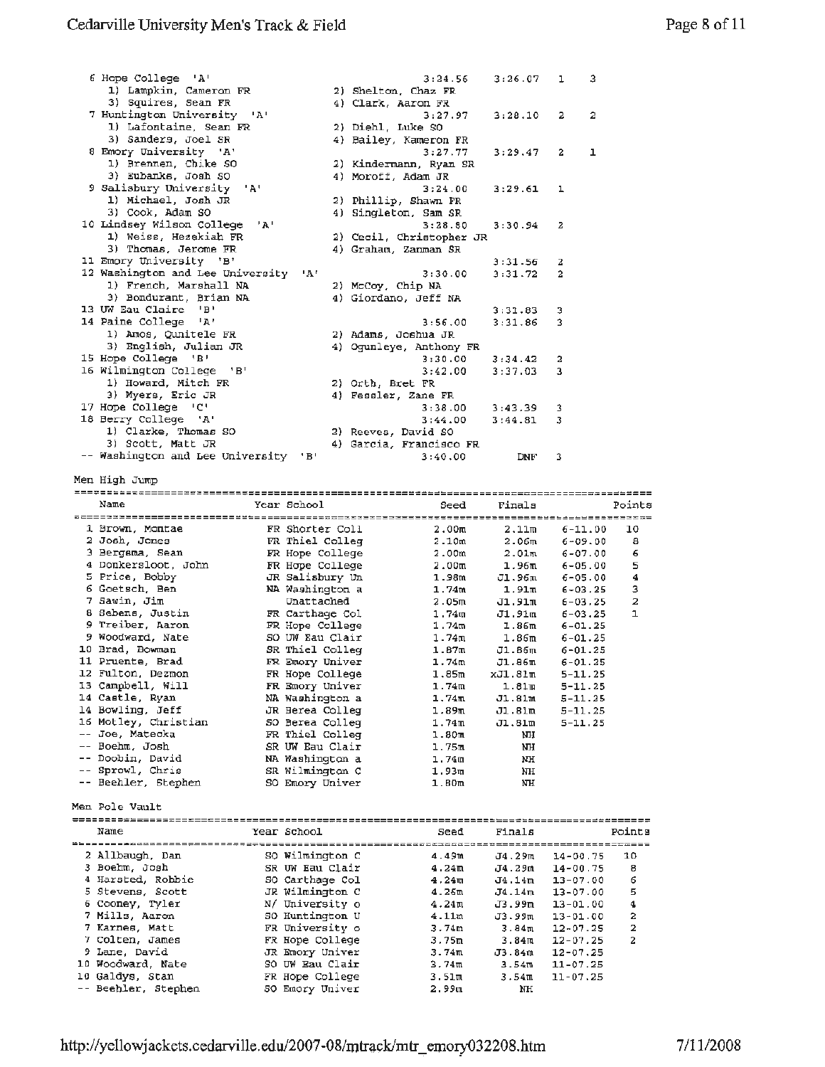| Place | Team | Seed | Finals | Heat | Points |
|---|---|---|---|---|---|
| 6 | Hope College 'A' | 3:24.56 | 3:26.07 | 1 | 3 |
| | 1) Lampkin, Cameron FR 2) Shelton, Chaz FR 3) Squires, Sean FR 4) Clark, Aaron FR | | | | |
| 7 | Huntington University 'A' | 3:27.97 | 3:28.10 | 2 | 2 |
| | 1) Lafontaine, Sean FR 2) Diehl, Luke SO 3) Sanders, Joel SR 4) Bailey, Kameron FR | | | | |
| 8 | Emory University 'A' | 3:27.77 | 3:29.47 | 2 | 1 |
| | 1) Brennen, Chike SO 2) Kindermann, Ryan SR 3) Eubanks, Josh SO 4) Moroff, Adam JR | | | | |
| 9 | Salisbury University 'A' | 3:24.00 | 3:29.61 | 1 | |
| | 1) Michael, Josh JR 2) Phillip, Shawn FR 3) Cook, Adam SO 4) Singleton, Sam SR | | | | |
| 10 | Lindsey Wilson College 'A' | 3:28.80 | 3:30.94 | 2 | |
| | 1) Weiss, Hezekiah FR 2) Cecil, Christopher JR 3) Thomas, Jerome FR 4) Graham, Zanman SR | | | | |
| 11 | Emory University 'B' | | 3:31.56 | 2 | |
| 12 | Washington and Lee University 'A' | 3:30.00 | 3:31.72 | 2 | |
| | 1) French, Marshall NA 2) McCoy, Chip NA 3) Bondurant, Brian NA 4) Giordano, Jeff NA | | | | |
| 13 | UW Eau Claire 'B' | | 3:31.83 | 3 | |
| 14 | Paine College 'A' | 3:56.00 | 3:31.86 | 3 | |
| | 1) Amos, Qunitele FR 2) Adams, Joshua JR 3) English, Julian JR 4) Ogunleye, Anthony FR | | | | |
| 15 | Hope College 'B' | 3:30.00 | 3:34.42 | 2 | |
| 16 | Wilmington College 'B' | 3:42.00 | 3:37.03 | 3 | |
| | 1) Howard, Mitch FR 2) Orth, Bret FR 3) Myers, Eric JR 4) Fessler, Zane FR | | | | |
| 17 | Hope College 'C' | 3:38.00 | 3:43.39 | 3 | |
| 18 | Berry College 'A' | 3:44.00 | 3:44.81 | 3 | |
| | 1) Clarke, Thomas SO 2) Reeves, David SO 3) Scott, Matt JR 4) Garcia, Francisco FR | | | | |
| -- | Washington and Lee University 'B' | 3:40.00 | DNF | 3 | |

## Men High Jump

| Place | Name | Year | School | Seed | Finals | | Points |
|---|---|---|---|---|---|---|---|
| 1 | Brown, Montae | FR | Shorter Coll | 2.00m | 2.11m | 6-11.00 | 10 |
| 2 | Josh, Jones | FR | Thiel Colleg | 2.10m | 2.06m | 6-09.00 | 8 |
| 3 | Bergsma, Sean | FR | Hope College | 2.00m | 2.01m | 6-07.00 | 6 |
| 4 | Donkersloot, John | FR | Hope College | 2.00m | 1.96m | 6-05.00 | 5 |
| 5 | Price, Bobby | JR | Salisbury Un | 1.98m | J1.96m | 6-05.00 | 4 |
| 6 | Goetsch, Ben | NA | Washington a | 1.74m | 1.91m | 6-03.25 | 3 |
| 7 | Sawin, Jim | | Unattached | 2.05m | J1.91m | 6-03.25 | 2 |
| 8 | Sebens, Justin | FR | Carthage Col | 1.74m | J1.91m | 6-03.25 | 1 |
| 9 | Treiber, Aaron | FR | Hope College | 1.74m | 1.86m | 6-01.25 | |
| 9 | Woodward, Nate | SO | UW Eau Clair | 1.74m | 1.86m | 6-01.25 | |
| 10 | Brad, Bowman | SR | Thiel Colleg | 1.87m | J1.86m | 6-01.25 | |
| 11 | Pruente, Brad | FR | Emory Univer | 1.74m | J1.86m | 6-01.25 | |
| 12 | Fulton, Dezmon | FR | Hope College | 1.85m | xJ1.81m | 5-11.25 | |
| 13 | Campbell, Will | FR | Emory Univer | 1.74m | 1.81m | 5-11.25 | |
| 14 | Castle, Ryan | NA | Washington a | 1.74m | J1.81m | 5-11.25 | |
| 14 | Bowling, Jeff | JR | Berea Colleg | 1.89m | J1.81m | 5-11.25 | |
| 16 | Motley, Christian | SO | Berea Colleg | 1.74m | J1.81m | 5-11.25 | |
| -- | Joe, Matecka | FR | Thiel Colleg | 1.80m | NH | | |
| -- | Boehm, Josh | SR | UW Eau Clair | 1.75m | NH | | |
| -- | Doobin, David | NA | Washington a | 1.74m | NH | | |
| -- | Sprowl, Chris | SR | Wilmington C | 1.93m | NH | | |
| -- | Beehler, Stephen | SO | Emory Univer | 1.80m | NH | | |

## Men Pole Vault

| Place | Name | Year | School | Seed | Finals | | Points |
|---|---|---|---|---|---|---|---|
| 2 | Allbaugh, Dan | SO | Wilmington C | 4.49m | J4.29m | 14-00.75 | 10 |
| 3 | Boehm, Josh | SR | UW Eau Clair | 4.24m | J4.29m | 14-00.75 | 8 |
| 4 | Harsted, Robbie | SO | Carthage Col | 4.24m | J4.14m | 13-07.00 | 6 |
| 5 | Stevens, Scott | JR | Wilmington C | 4.26m | J4.14m | 13-07.00 | 5 |
| 6 | Cooney, Tyler | N/ | University o | 4.24m | J3.99m | 13-01.00 | 4 |
| 7 | Mills, Aaron | SO | Huntington U | 4.11m | J3.99m | 13-01.00 | 2 |
| 7 | Karnes, Matt | FR | University o | 3.74m | 3.84m | 12-07.25 | 2 |
| 7 | Colten, James | FR | Hope College | 3.75m | 3.84m | 12-07.25 | 2 |
| 9 | Lane, David | JR | Emory Univer | 3.74m | J3.84m | 12-07.25 | |
| 10 | Woodward, Nate | SO | UW Eau Clair | 3.74m | 3.54m | 11-07.25 | |
| 10 | Galdys, Stan | FR | Hope College | 3.51m | 3.54m | 11-07.25 | |
| -- | Beehler, Stephen | SO | Emory Univer | 2.99m | NH | | |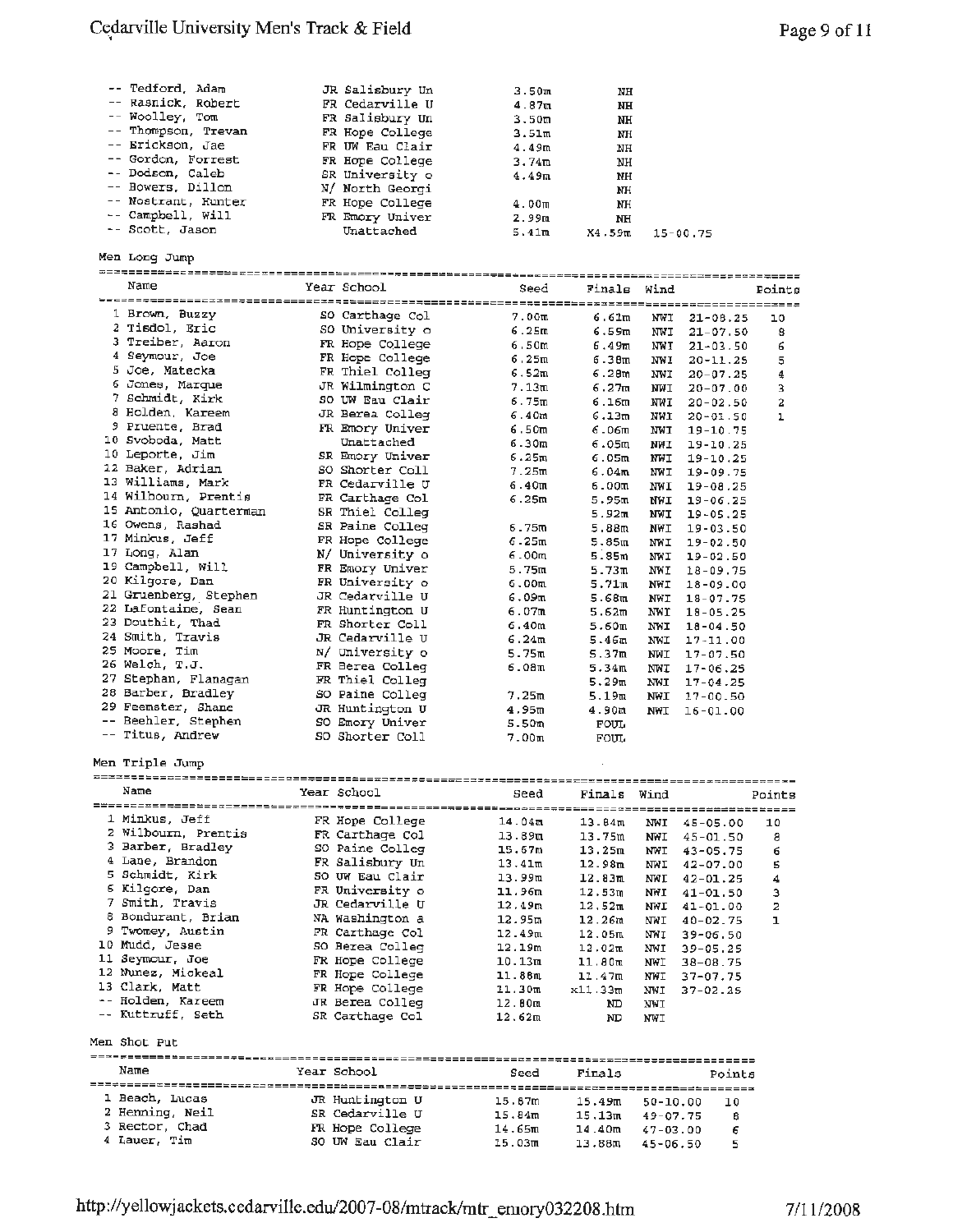| | Name | Year | School | Seed | Finals | | |
|---|---|---|---|---|---|---|---|
| -- | Tedford, Adam | JR | Salisbury Un | 3.50m | NH | | |
| -- | Rasnick, Robert | FR | Cedarville U | 4.87m | NH | | |
| -- | Woolley, Tom | FR | Salisbury Un | 3.50m | NH | | |
| -- | Thompson, Trevan | FR | Hope College | 3.51m | NH | | |
| -- | Erickson, Jae | FR | UW Eau Clair | 4.49m | NH | | |
| -- | Gordon, Forrest | FR | Hope College | 3.74m | NH | | |
| -- | Dodson, Caleb | SR | University o | 4.49m | NH | | |
| -- | Bowers, Dillon | N/ | North Georgi | | NH | | |
| -- | Nostrant, Hunter | FR | Hope College | 4.00m | NH | | |
| -- | Campbell, Will | FR | Emory Univer | 2.99m | NH | | |
| -- | Scott, Jason | | Unattached | 5.41m | X4.59m | 15-00.75 | |

Men Long Jump

| | Name | Year | School | Seed | Finals | Wind | | Points |
|---|---|---|---|---|---|---|---|---|
| 1 | Brown, Buzzy | SO | Carthage Col | 7.00m | 6.61m | NWI | 21-08.25 | 10 |
| 2 | Tisdol, Eric | SO | University o | 6.25m | 6.59m | NWI | 21-07.50 | 8 |
| 3 | Treiber, Aaron | FR | Hope College | 6.50m | 6.49m | NWI | 21-03.50 | 6 |
| 4 | Seymour, Joe | FR | Hope College | 6.25m | 6.38m | NWI | 20-11.25 | 5 |
| 5 | Joe, Matecka | FR | Thiel Colleg | 6.52m | 6.28m | NWI | 20-07.25 | 4 |
| 6 | Jones, Marque | JR | Wilmington C | 7.13m | 6.27m | NWI | 20-07.00 | 3 |
| 7 | Schmidt, Kirk | SO | UW Eau Clair | 6.75m | 6.16m | NWI | 20-02.50 | 2 |
| 8 | Holden, Kareem | JR | Berea Colleg | 6.40m | 6.13m | NWI | 20-01.50 | 1 |
| 9 | Pruente, Brad | FR | Emory Univer | 6.50m | 6.06m | NWI | 19-10.75 | |
| 10 | Svoboda, Matt | | Unattached | 6.30m | 6.05m | NWI | 19-10.25 | |
| 10 | Leporte, Jim | SR | Emory Univer | 6.25m | 6.05m | NWI | 19-10.25 | |
| 12 | Baker, Adrian | SO | Shorter Coll | 7.25m | 6.04m | NWI | 19-09.75 | |
| 13 | Williams, Mark | FR | Cedarville U | 6.40m | 6.00m | NWI | 19-08.25 | |
| 14 | Wilbourn, Prentis | FR | Carthage Col | 6.25m | 5.95m | NWI | 19-06.25 | |
| 15 | Antonio, Quarterman | SR | Thiel Colleg | | 5.92m | NWI | 19-05.25 | |
| 16 | Owens, Rashad | SR | Paine Colleg | 6.75m | 5.88m | NWI | 19-03.50 | |
| 17 | Minkus, Jeff | FR | Hope College | 6.25m | 5.85m | NWI | 19-02.50 | |
| 17 | Long, Alan | N/ | University o | 6.00m | 5.85m | NWI | 19-02.50 | |
| 19 | Campbell, Will | FR | Emory Univer | 5.75m | 5.73m | NWI | 18-09.75 | |
| 20 | Kilgore, Dan | FR | University o | 6.00m | 5.71m | NWI | 18-09.00 | |
| 21 | Gruenberg, Stephen | JR | Cedarville U | 6.09m | 5.68m | NWI | 18-07.75 | |
| 22 | LaFontaine, Sean | FR | Huntington U | 6.07m | 5.62m | NWI | 18-05.25 | |
| 23 | Douthit, Thad | FR | Shorter Coll | 6.40m | 5.60m | NWI | 18-04.50 | |
| 24 | Smith, Travis | JR | Cedarville U | 6.24m | 5.46m | NWI | 17-11.00 | |
| 25 | Moore, Tim | N/ | University o | 5.75m | 5.37m | NWI | 17-07.50 | |
| 26 | Welch, T.J. | FR | Berea Colleg | 6.08m | 5.34m | NWI | 17-06.25 | |
| 27 | Stephan, Flanagan | FR | Thiel Colleg | | 5.29m | NWI | 17-04.25 | |
| 28 | Barber, Bradley | SO | Paine Colleg | 7.25m | 5.19m | NWI | 17-00.50 | |
| 29 | Feemster, Shane | JR | Huntington U | 4.95m | 4.90m | NWI | 16-01.00 | |
| -- | Beehler, Stephen | SO | Emory Univer | 5.50m | FOUL | | | |
| -- | Titus, Andrew | SO | Shorter Coll | 7.00m | FOUL | | | |

Men Triple Jump

| | Name | Year | School | Seed | Finals | Wind | | Points |
|---|---|---|---|---|---|---|---|---|
| 1 | Minkus, Jeff | FR | Hope College | 14.04m | 13.84m | NWI | 45-05.00 | 10 |
| 2 | Wilbourn, Prentis | FR | Carthage Col | 13.89m | 13.75m | NWI | 45-01.50 | 8 |
| 3 | Barber, Bradley | SO | Paine Colleg | 15.67m | 13.25m | NWI | 43-05.75 | 6 |
| 4 | Lane, Brandon | FR | Salisbury Un | 13.41m | 12.98m | NWI | 42-07.00 | 5 |
| 5 | Schmidt, Kirk | SO | UW Eau Clair | 13.99m | 12.83m | NWI | 42-01.25 | 4 |
| 6 | Kilgore, Dan | FR | University o | 11.96m | 12.53m | NWI | 41-01.50 | 3 |
| 7 | Smith, Travis | JR | Cedarville U | 12.49m | 12.52m | NWI | 41-01.00 | 2 |
| 8 | Bondurant, Brian | NA | Washington a | 12.95m | 12.26m | NWI | 40-02.75 | 1 |
| 9 | Twomey, Austin | FR | Carthage Col | 12.49m | 12.05m | NWI | 39-06.50 | |
| 10 | Mudd, Jesse | SO | Berea Colleg | 12.19m | 12.02m | NWI | 39-05.25 | |
| 11 | Seymour, Joe | FR | Hope College | 10.13m | 11.80m | NWI | 38-08.75 | |
| 12 | Nunez, Mickeal | FR | Hope College | 11.88m | 11.47m | NWI | 37-07.75 | |
| 13 | Clark, Matt | FR | Hope College | 11.30m | x11.33m | NWI | 37-02.25 | |
| -- | Holden, Kareem | JR | Berea Colleg | 12.80m | ND | NWI | | |
| -- | Kuttruff, Seth | SR | Carthage Col | 12.62m | ND | NWI | | |

Men Shot Put

| | Name | Year | School | Seed | Finals | | Points |
|---|---|---|---|---|---|---|---|
| 1 | Beach, Lucas | JR | Huntington U | 15.87m | 15.49m | 50-10.00 | 10 |
| 2 | Henning, Neil | SR | Cedarville U | 15.84m | 15.13m | 49-07.75 | 8 |
| 3 | Rector, Chad | FR | Hope College | 14.65m | 14.40m | 47-03.00 | 6 |
| 4 | Lauer, Tim | SO | UW Eau Clair | 15.03m | 13.88m | 45-06.50 | 5 |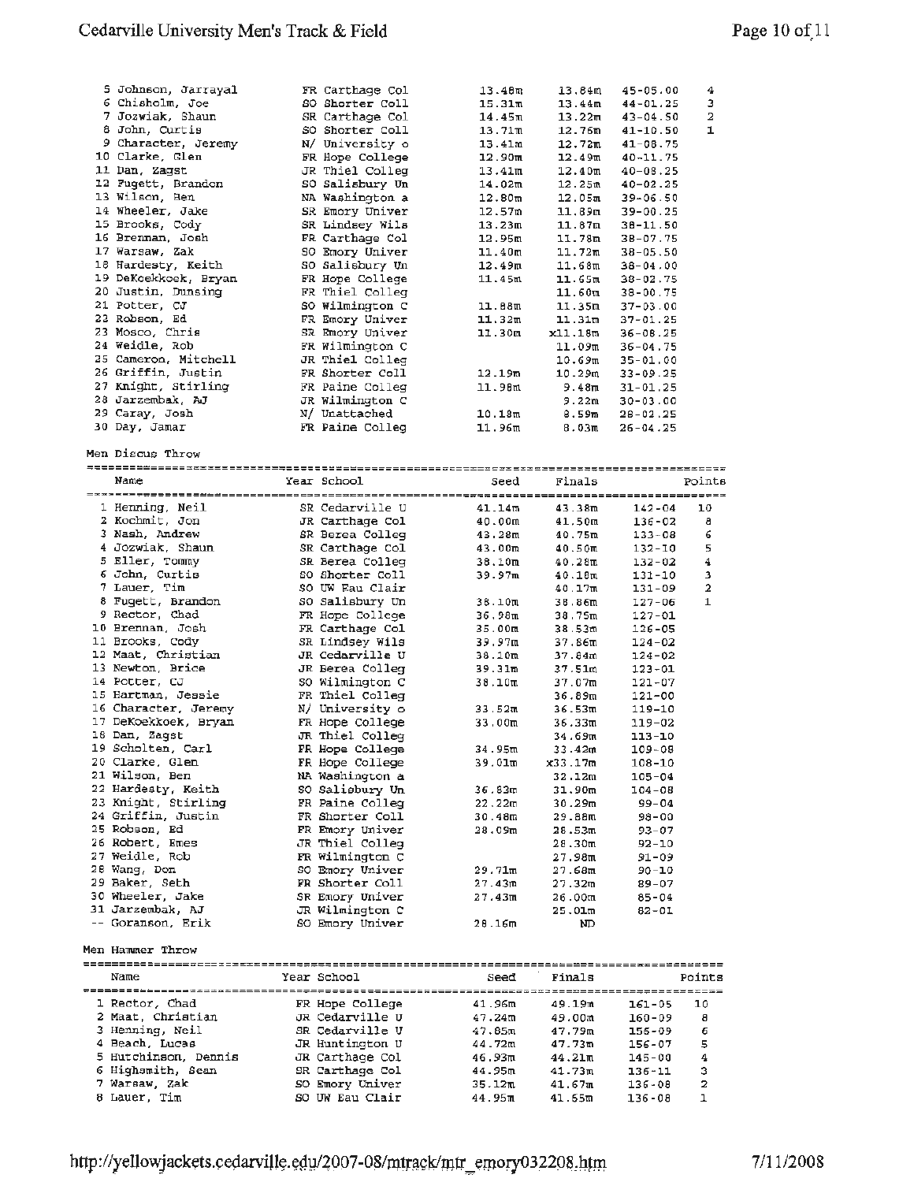| Place | Name | Year | School | Seed | Finals | | Points |
|---|---|---|---|---|---|---|---|
| 5 | Johnson, Jarrayal | FR | Carthage Col | 13.48m | 13.84m | 45-05.00 | 4 |
| 6 | Chisholm, Joe | SO | Shorter Coll | 15.31m | 13.44m | 44-01.25 | 3 |
| 7 | Jozwiak, Shaun | SR | Carthage Col | 14.45m | 13.22m | 43-04.50 | 2 |
| 8 | John, Curtis | SO | Shorter Coll | 13.71m | 12.76m | 41-10.50 | 1 |
| 9 | Character, Jeremy | N/ | University o | 13.41m | 12.72m | 41-08.75 | |
| 10 | Clarke, Glen | FR | Hope College | 12.90m | 12.49m | 40-11.75 | |
| 11 | Dan, Zagst | JR | Thiel Colleg | 13.41m | 12.40m | 40-08.25 | |
| 12 | Fugett, Brandon | SO | Salisbury Un | 14.02m | 12.25m | 40-02.25 | |
| 13 | Wilson, Ben | NA | Washington a | 12.80m | 12.05m | 39-06.50 | |
| 14 | Wheeler, Jake | SR | Emory Univer | 12.57m | 11.89m | 39-00.25 | |
| 15 | Brooks, Cody | SR | Lindsey Wils | 13.23m | 11.87m | 38-11.50 | |
| 16 | Brennan, Josh | FR | Carthage Col | 12.95m | 11.78m | 38-07.75 | |
| 17 | Warsaw, Zak | SO | Emory Univer | 11.40m | 11.72m | 38-05.50 | |
| 18 | Hardesty, Keith | SO | Salisbury Un | 12.49m | 11.68m | 38-04.00 | |
| 19 | DeKoekkoek, Bryan | FR | Hope College | 11.45m | 11.65m | 38-02.75 | |
| 20 | Justin, Dunsing | FR | Thiel Colleg | | 11.60m | 38-00.75 | |
| 21 | Potter, CJ | SO | Wilmington C | 11.88m | 11.35m | 37-03.00 | |
| 22 | Robson, Ed | FR | Emory Univer | 11.32m | 11.31m | 37-01.25 | |
| 23 | Mosco, Chris | SR | Emory Univer | 11.30m | x11.18m | 36-08.25 | |
| 24 | Weidle, Rob | FR | Wilmington C | | 11.09m | 36-04.75 | |
| 25 | Cameron, Mitchell | JR | Thiel Colleg | | 10.69m | 35-01.00 | |
| 26 | Griffin, Justin | FR | Shorter Coll | 12.19m | 10.29m | 33-09.25 | |
| 27 | Knight, Stirling | FR | Paine Colleg | 11.98m | 9.48m | 31-01.25 | |
| 28 | Jarzembak, AJ | JR | Wilmington C | | 9.22m | 30-03.00 | |
| 29 | Caray, Josh | N/ | Unattached | 10.18m | 8.59m | 28-02.25 | |
| 30 | Day, Jamar | FR | Paine Colleg | 11.96m | 8.03m | 26-04.25 | |

Men Discus Throw

| Place | Name | Year | School | Seed | Finals | | Points |
|---|---|---|---|---|---|---|---|
| 1 | Henning, Neil | SR | Cedarville U | 41.14m | 43.38m | 142-04 | 10 |
| 2 | Kochmit, Jon | JR | Carthage Col | 40.00m | 41.50m | 136-02 | 8 |
| 3 | Nash, Andrew | SR | Berea Colleg | 43.28m | 40.75m | 133-08 | 6 |
| 4 | Jozwiak, Shaun | SR | Carthage Col | 43.00m | 40.50m | 132-10 | 5 |
| 5 | Eller, Tommy | SR | Berea Colleg | 38.10m | 40.28m | 132-02 | 4 |
| 6 | John, Curtis | SO | Shorter Coll | 39.97m | 40.18m | 131-10 | 3 |
| 7 | Lauer, Tim | SO | UW Eau Clair | | 40.17m | 131-09 | 2 |
| 8 | Fugett, Brandon | SO | Salisbury Un | 38.10m | 38.86m | 127-06 | 1 |
| 9 | Rector, Chad | FR | Hope College | 36.98m | 38.75m | 127-01 | |
| 10 | Brennan, Josh | FR | Carthage Col | 35.00m | 38.53m | 126-05 | |
| 11 | Brooks, Cody | SR | Lindsey Wils | 39.97m | 37.86m | 124-02 | |
| 12 | Maat, Christian | JR | Cedarville U | 38.10m | 37.84m | 124-02 | |
| 13 | Newton, Brice | JR | Berea Colleg | 39.31m | 37.51m | 123-01 | |
| 14 | Potter, CJ | SO | Wilmington C | 38.10m | 37.07m | 121-07 | |
| 15 | Hartman, Jessie | FR | Thiel Colleg | | 36.89m | 121-00 | |
| 16 | Character, Jeremy | N/ | University o | 33.52m | 36.53m | 119-10 | |
| 17 | DeKoekkoek, Bryan | FR | Hope College | 33.00m | 36.33m | 119-02 | |
| 18 | Dan, Zagst | JR | Thiel Colleg | | 34.69m | 113-10 | |
| 19 | Scholten, Carl | FR | Hope College | 34.95m | 33.42m | 109-08 | |
| 20 | Clarke, Glen | FR | Hope College | 39.01m | x33.17m | 108-10 | |
| 21 | Wilson, Ben | NA | Washington a | | 32.12m | 105-04 | |
| 22 | Hardesty, Keith | SO | Salisbury Un | 36.83m | 31.90m | 104-08 | |
| 23 | Knight, Stirling | FR | Paine Colleg | 22.22m | 30.29m | 99-04 | |
| 24 | Griffin, Justin | FR | Shorter Coll | 30.48m | 29.88m | 98-00 | |
| 25 | Robson, Ed | FR | Emory Univer | 28.09m | 28.53m | 93-07 | |
| 26 | Robert, Emes | JR | Thiel Colleg | | 28.30m | 92-10 | |
| 27 | Weidle, Rob | FR | Wilmington C | | 27.98m | 91-09 | |
| 28 | Wang, Don | SO | Emory Univer | 29.71m | 27.68m | 90-10 | |
| 29 | Baker, Seth | FR | Shorter Coll | 27.43m | 27.32m | 89-07 | |
| 30 | Wheeler, Jake | SR | Emory Univer | 27.43m | 26.00m | 85-04 | |
| 31 | Jarzembak, AJ | JR | Wilmington C | | 25.01m | 82-01 | |
| -- | Goranson, Erik | SO | Emory Univer | 28.16m | ND | | |

Men Hammer Throw

| Place | Name | Year | School | Seed | Finals | | Points |
|---|---|---|---|---|---|---|---|
| 1 | Rector, Chad | FR | Hope College | 41.96m | 49.19m | 161-05 | 10 |
| 2 | Maat, Christian | JR | Cedarville U | 47.24m | 49.00m | 160-09 | 8 |
| 3 | Henning, Neil | SR | Cedarville U | 47.85m | 47.79m | 156-09 | 6 |
| 4 | Beach, Lucas | JR | Huntington U | 44.72m | 47.73m | 156-07 | 5 |
| 5 | Hutchinson, Dennis | JR | Carthage Col | 46.93m | 44.21m | 145-00 | 4 |
| 6 | Highsmith, Sean | SR | Carthage Col | 44.95m | 41.73m | 136-11 | 3 |
| 7 | Warsaw, Zak | SO | Emory Univer | 35.12m | 41.67m | 136-08 | 2 |
| 8 | Lauer, Tim | SO | UW Eau Clair | 44.95m | 41.65m | 136-08 | 1 |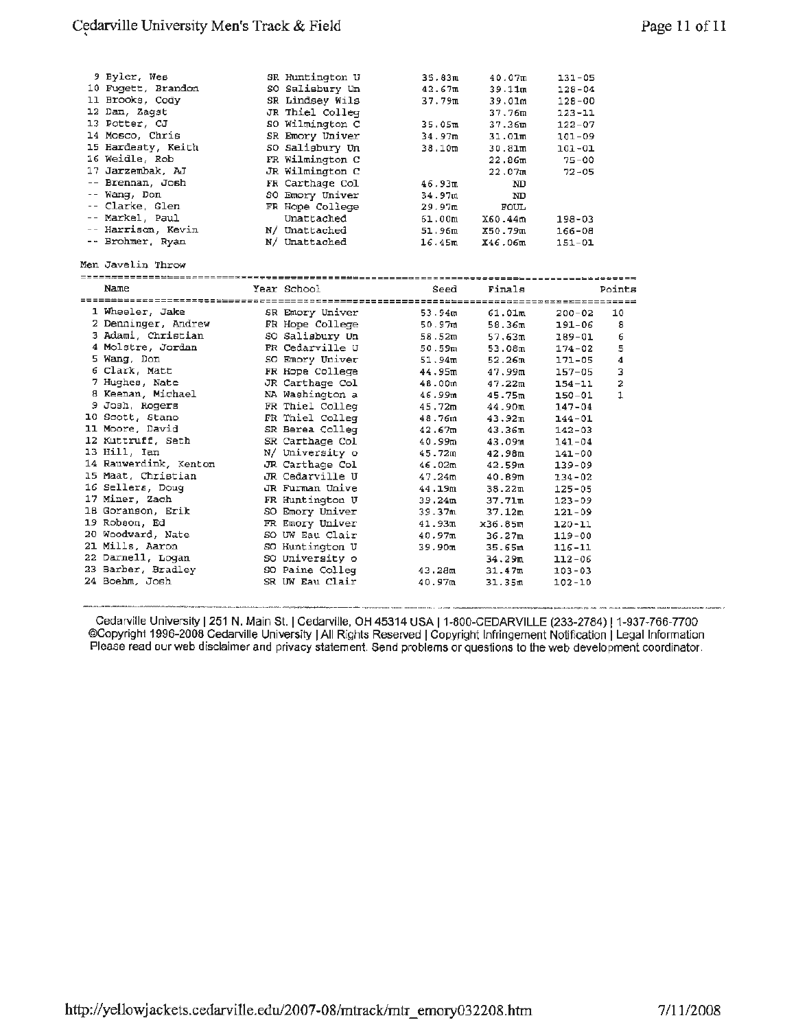| | | | | | | |
|---|---|---|---|---|---|---|
| 9 | Eyler, Wes | SR Huntington U | 35.83m | 40.07m | 131-05 | |
| 10 | Fugett, Brandon | SO Salisbury Un | 42.67m | 39.11m | 128-04 | |
| 11 | Brooks, Cody | SR Lindsey Wils | 37.79m | 39.01m | 128-00 | |
| 12 | Dan, Zagst | JR Thiel Colleg | | 37.76m | 123-11 | |
| 13 | Potter, CJ | SO Wilmington C | 35.05m | 37.36m | 122-07 | |
| 14 | Mosco, Chris | SR Emory Univer | 34.97m | 31.01m | 101-09 | |
| 15 | Hardesty, Keith | SO Salisbury Un | 38.10m | 30.81m | 101-01 | |
| 16 | Weidle, Rob | FR Wilmington C | | 22.86m | 75-00 | |
| 17 | Jarzembak, AJ | JR Wilmington C | | 22.07m | 72-05 | |
| -- | Brennan, Josh | FR Carthage Col | 46.93m | ND | | |
| -- | Wang, Don | SO Emory Univer | 34.97m | ND | | |
| -- | Clarke, Glen | FR Hope College | 29.97m | FOUL | | |
| -- | Markel, Paul | Unattached | 61.00m | X60.44m | 198-03 | |
| -- | Harrison, Kevin | N/ Unattached | 51.96m | X50.79m | 166-08 | |
| -- | Brohmer, Ryan | N/ Unattached | 16.45m | X46.06m | 151-01 | |

Men Javelin Throw

| | Name | Year School | Seed | Finals | | Points |
|---|---|---|---|---|---|---|
| 1 | Wheeler, Jake | SR Emory Univer | 53.94m | 61.01m | 200-02 | 10 |
| 2 | Denninger, Andrew | FR Hope College | 50.97m | 58.36m | 191-06 | 8 |
| 3 | Adami, Christian | SO Salisbury Un | 58.52m | 57.63m | 189-01 | 6 |
| 4 | Molstre, Jordan | FR Cedarville U | 50.59m | 53.08m | 174-02 | 5 |
| 5 | Wang, Don | SO Emory Univer | 51.94m | 52.26m | 171-05 | 4 |
| 6 | Clark, Matt | FR Hope College | 44.95m | 47.99m | 157-05 | 3 |
| 7 | Hughes, Nate | JR Carthage Col | 48.00m | 47.22m | 154-11 | 2 |
| 8 | Keenan, Michael | NA Washington a | 46.99m | 45.75m | 150-01 | 1 |
| 9 | Josh, Rogers | FR Thiel Colleg | 45.72m | 44.90m | 147-04 | |
| 10 | Scott, Stano | FR Thiel Colleg | 48.76m | 43.92m | 144-01 | |
| 11 | Moore, David | SR Berea Colleg | 42.67m | 43.36m | 142-03 | |
| 12 | Kuttruff, Seth | SR Carthage Col | 40.99m | 43.09m | 141-04 | |
| 13 | Hill, Ian | N/ University o | 45.72m | 42.98m | 141-00 | |
| 14 | Rauwerdink, Kenton | JR Carthage Col | 46.02m | 42.59m | 139-09 | |
| 15 | Maat, Christian | JR Cedarville U | 47.24m | 40.89m | 134-02 | |
| 16 | Sellers, Doug | JR Furman Unive | 44.19m | 38.22m | 125-05 | |
| 17 | Miner, Zach | FR Huntington U | 39.24m | 37.71m | 123-09 | |
| 18 | Goranson, Erik | SO Emory Univer | 39.37m | 37.12m | 121-09 | |
| 19 | Robson, Ed | FR Emory Univer | 41.93m | x36.85m | 120-11 | |
| 20 | Woodward, Nate | SO UW Eau Clair | 40.97m | 36.27m | 119-00 | |
| 21 | Mills, Aaron | SO Huntington U | 39.90m | 35.65m | 116-11 | |
| 22 | Darnell, Logan | SO University o | | 34.29m | 112-06 | |
| 23 | Barber, Bradley | SO Paine Colleg | 43.28m | 31.47m | 103-03 | |
| 24 | Boehm, Josh | SR UW Eau Clair | 40.97m | 31.35m | 102-10 | |

Cedarville University | 251 N. Main St. | Cedarville, OH 45314 USA | 1-800-CEDARVILLE (233-2784) | 1-937-766-7700
©Copyright 1996-2008 Cedarville University | All Rights Reserved | Copyright Infringement Notification | Legal Information
Please read our web disclaimer and privacy statement. Send problems or questions to the web development coordinator.